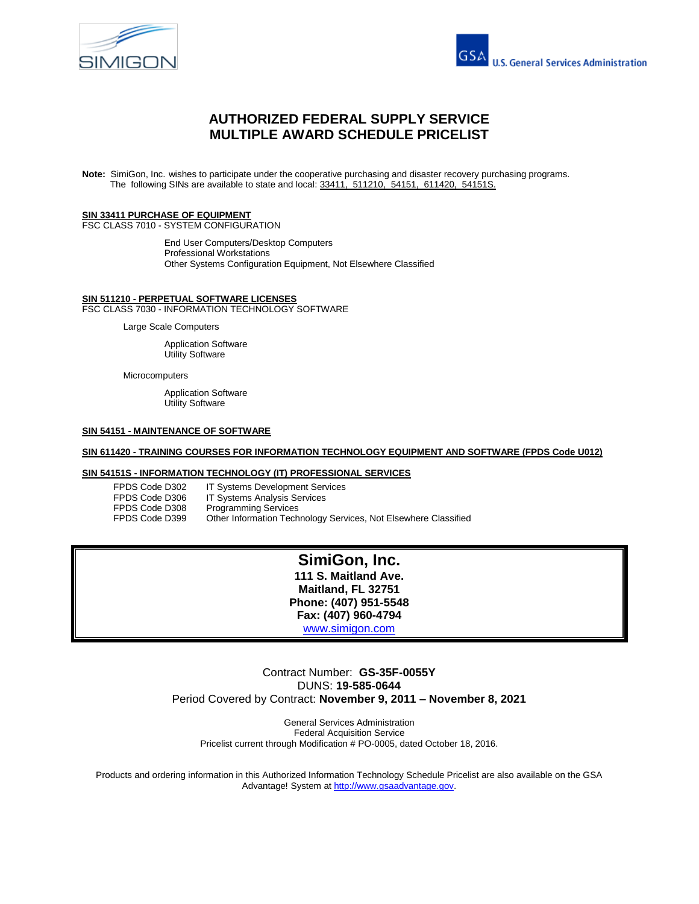# AUTHORIZED FEDERAL SUPPLY SERVICE
# MULTIPLE AWARD SCHEDULE PRICELIST

**Note:** SimiGon, Inc. wishes to participate under the cooperative purchasing and disaster recovery purchasing programs. The following SINs are available to state and local: 33411, 511210, 54151, 611420, 54151S.

**SIN 33411 PURCHASE OF EQUIPMENT**
FSC CLASS 7010 - SYSTEM CONFIGURATION

End User Computers/Desktop Computers
Professional Workstations
Other Systems Configuration Equipment, Not Elsewhere Classified

**SIN 511210 - PERPETUAL SOFTWARE LICENSES**
FSC CLASS 7030 - INFORMATION TECHNOLOGY SOFTWARE

Large Scale Computers

Application Software
Utility Software

Microcomputers

Application Software
Utility Software

**SIN 54151 - MAINTENANCE OF SOFTWARE**

**SIN 611420 - TRAINING COURSES FOR INFORMATION TECHNOLOGY EQUIPMENT AND SOFTWARE (FPDS Code U012)**

**SIN 54151S - INFORMATION TECHNOLOGY (IT) PROFESSIONAL SERVICES**

| | |
|---|---|
| FPDS Code D302 | IT Systems Development Services |
| FPDS Code D306 | IT Systems Analysis Services |
| FPDS Code D308 | Programming Services |
| FPDS Code D399 | Other Information Technology Services, Not Elsewhere Classified |

**SimiGon, Inc.**
**111 S. Maitland Ave.**
**Maitland, FL 32751**
**Phone: (407) 951-5548**
**Fax: (407) 960-4794**
www.simigon.com

Contract Number: **GS-35F-0055Y**
DUNS: **19-585-0644**
Period Covered by Contract: **November 9, 2011 – November 8, 2021**

General Services Administration
Federal Acquisition Service
Pricelist current through Modification # PO-0005, dated October 18, 2016.

Products and ordering information in this Authorized Information Technology Schedule Pricelist are also available on the GSA Advantage! System at http://www.gsaadvantage.gov.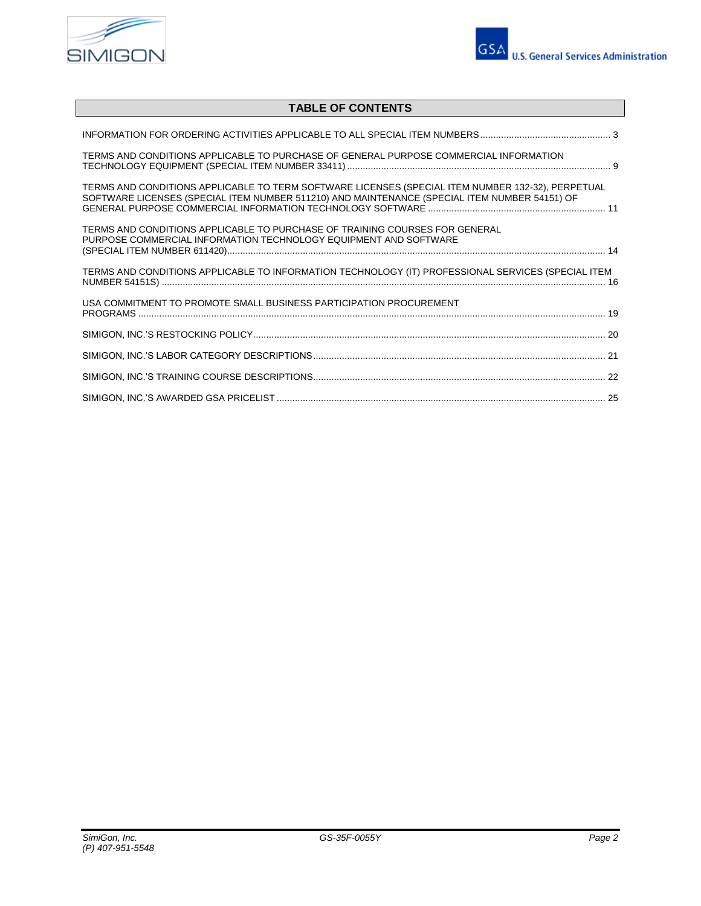# TABLE OF CONTENTS

INFORMATION FOR ORDERING ACTIVITIES APPLICABLE TO ALL SPECIAL ITEM NUMBERS .................................................. 3

TERMS AND CONDITIONS APPLICABLE TO PURCHASE OF GENERAL PURPOSE COMMERCIAL INFORMATION TECHNOLOGY EQUIPMENT (SPECIAL ITEM NUMBER 33411) ..................................................................................................... 9

TERMS AND CONDITIONS APPLICABLE TO TERM SOFTWARE LICENSES (SPECIAL ITEM NUMBER 132-32), PERPETUAL SOFTWARE LICENSES (SPECIAL ITEM NUMBER 511210) AND MAINTENANCE (SPECIAL ITEM NUMBER 54151) OF GENERAL PURPOSE COMMERCIAL INFORMATION TECHNOLOGY SOFTWARE .................................................................... 11

TERMS AND CONDITIONS APPLICABLE TO PURCHASE OF TRAINING COURSES FOR GENERAL PURPOSE COMMERCIAL INFORMATION TECHNOLOGY EQUIPMENT AND SOFTWARE (SPECIAL ITEM NUMBER 611420)................................................................................................................................................. 14

TERMS AND CONDITIONS APPLICABLE TO INFORMATION TECHNOLOGY (IT) PROFESSIONAL SERVICES (SPECIAL ITEM NUMBER 54151S) ......................................................................................................................................................... 16

USA COMMITMENT TO PROMOTE SMALL BUSINESS PARTICIPATION PROCUREMENT PROGRAMS ................................................................................................................................................................. 19

SIMIGON, INC.'S RESTOCKING POLICY....................................................................................................................... 20

SIMIGON, INC.'S LABOR CATEGORY DESCRIPTIONS................................................................................................ 21

SIMIGON, INC.'S TRAINING COURSE DESCRIPTIONS................................................................................................ 22

SIMIGON, INC.'S AWARDED GSA PRICELIST .............................................................................................................. 25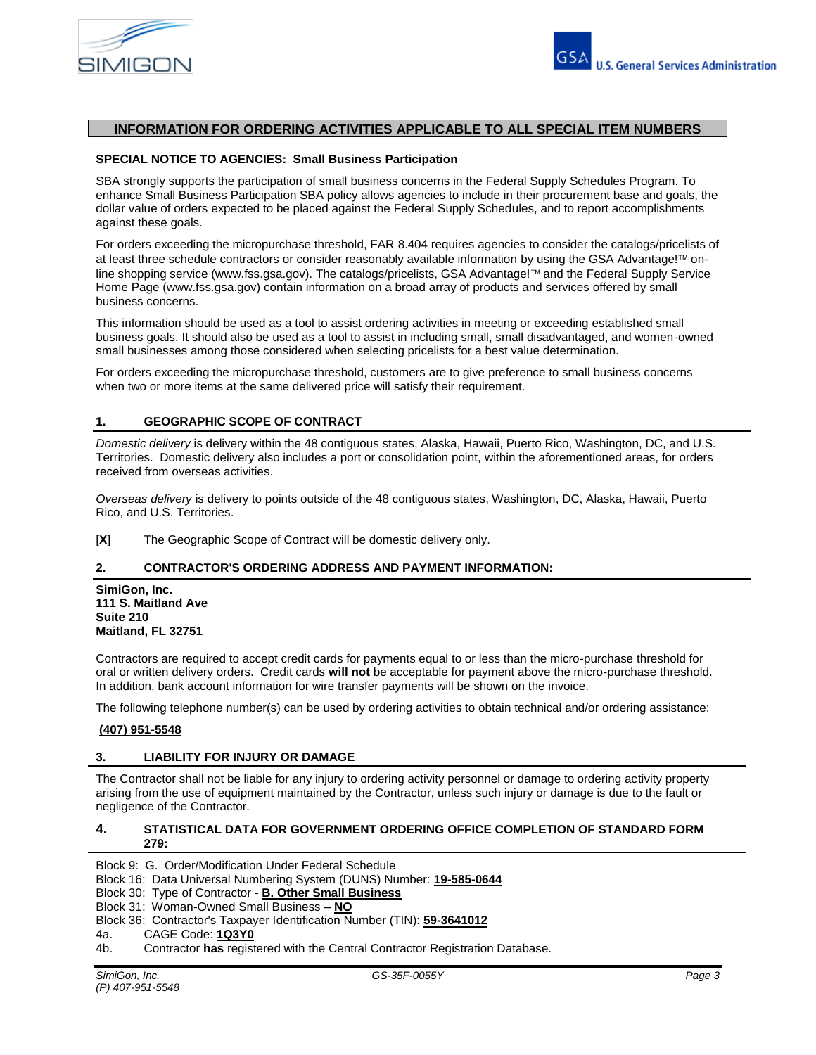## INFORMATION FOR ORDERING ACTIVITIES APPLICABLE TO ALL SPECIAL ITEM NUMBERS

**SPECIAL NOTICE TO AGENCIES: Small Business Participation**

SBA strongly supports the participation of small business concerns in the Federal Supply Schedules Program. To enhance Small Business Participation SBA policy allows agencies to include in their procurement base and goals, the dollar value of orders expected to be placed against the Federal Supply Schedules, and to report accomplishments against these goals.

For orders exceeding the micropurchase threshold, FAR 8.404 requires agencies to consider the catalogs/pricelists of at least three schedule contractors or consider reasonably available information by using the GSA Advantage!™ on-line shopping service (www.fss.gsa.gov). The catalogs/pricelists, GSA Advantage!™ and the Federal Supply Service Home Page (www.fss.gsa.gov) contain information on a broad array of products and services offered by small business concerns.

This information should be used as a tool to assist ordering activities in meeting or exceeding established small business goals. It should also be used as a tool to assist in including small, small disadvantaged, and women-owned small businesses among those considered when selecting pricelists for a best value determination.

For orders exceeding the micropurchase threshold, customers are to give preference to small business concerns when two or more items at the same delivered price will satisfy their requirement.

### 1. GEOGRAPHIC SCOPE OF CONTRACT

*Domestic delivery* is delivery within the 48 contiguous states, Alaska, Hawaii, Puerto Rico, Washington, DC, and U.S. Territories. Domestic delivery also includes a port or consolidation point, within the aforementioned areas, for orders received from overseas activities.

*Overseas delivery* is delivery to points outside of the 48 contiguous states, Washington, DC, Alaska, Hawaii, Puerto Rico, and U.S. Territories.

[**X**] The Geographic Scope of Contract will be domestic delivery only.

### 2. CONTRACTOR'S ORDERING ADDRESS AND PAYMENT INFORMATION:

**SimiGon, Inc.**
**111 S. Maitland Ave**
**Suite 210**
**Maitland, FL 32751**

Contractors are required to accept credit cards for payments equal to or less than the micro-purchase threshold for oral or written delivery orders. Credit cards **will not** be acceptable for payment above the micro-purchase threshold. In addition, bank account information for wire transfer payments will be shown on the invoice.

The following telephone number(s) can be used by ordering activities to obtain technical and/or ordering assistance:

**(407) 951-5548**

### 3. LIABILITY FOR INJURY OR DAMAGE

The Contractor shall not be liable for any injury to ordering activity personnel or damage to ordering activity property arising from the use of equipment maintained by the Contractor, unless such injury or damage is due to the fault or negligence of the Contractor.

### 4. STATISTICAL DATA FOR GOVERNMENT ORDERING OFFICE COMPLETION OF STANDARD FORM 279:

Block 9: G. Order/Modification Under Federal Schedule
Block 16: Data Universal Numbering System (DUNS) Number: **19-585-0644**
Block 30: Type of Contractor - **B. Other Small Business**
Block 31: Woman-Owned Small Business – **NO**
Block 36: Contractor's Taxpayer Identification Number (TIN): **59-3641012**
4a. CAGE Code: **1Q3Y0**
4b. Contractor **has** registered with the Central Contractor Registration Database.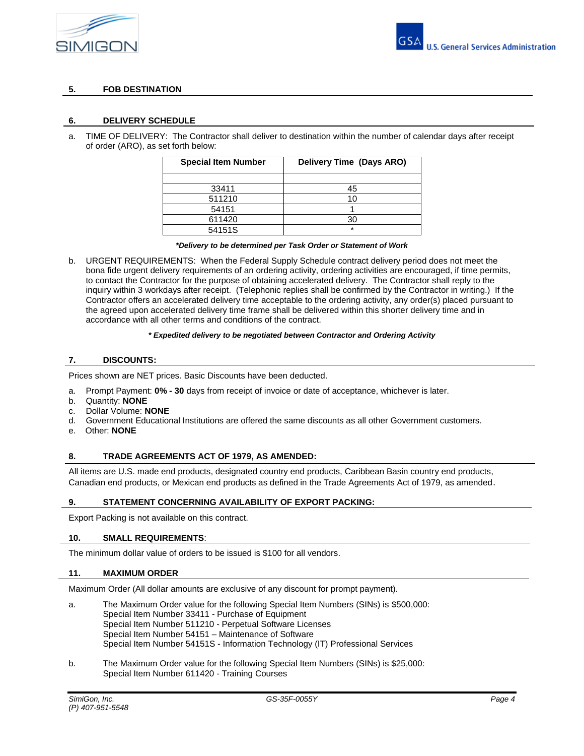## 5. FOB DESTINATION

## 6. DELIVERY SCHEDULE

a. TIME OF DELIVERY: The Contractor shall deliver to destination within the number of calendar days after receipt of order (ARO), as set forth below:

| Special Item Number | Delivery Time (Days ARO) |
|---|---|
| | |
| 33411 | 45 |
| 511210 | 10 |
| 54151 | 1 |
| 611420 | 30 |
| 54151S | * |

***Delivery to be determined per Task Order or Statement of Work***

b. URGENT REQUIREMENTS: When the Federal Supply Schedule contract delivery period does not meet the bona fide urgent delivery requirements of an ordering activity, ordering activities are encouraged, if time permits, to contact the Contractor for the purpose of obtaining accelerated delivery. The Contractor shall reply to the inquiry within 3 workdays after receipt. (Telephonic replies shall be confirmed by the Contractor in writing.) If the Contractor offers an accelerated delivery time acceptable to the ordering activity, any order(s) placed pursuant to the agreed upon accelerated delivery time frame shall be delivered within this shorter delivery time and in accordance with all other terms and conditions of the contract.

***\* Expedited delivery to be negotiated between Contractor and Ordering Activity***

## 7. DISCOUNTS:

Prices shown are NET prices. Basic Discounts have been deducted.

a. Prompt Payment: **0% - 30** days from receipt of invoice or date of acceptance, whichever is later.
b. Quantity: **NONE**
c. Dollar Volume: **NONE**
d. Government Educational Institutions are offered the same discounts as all other Government customers.
e. Other: **NONE**

## 8. TRADE AGREEMENTS ACT OF 1979, AS AMENDED:

All items are U.S. made end products, designated country end products, Caribbean Basin country end products, Canadian end products, or Mexican end products as defined in the Trade Agreements Act of 1979, as amended.

## 9. STATEMENT CONCERNING AVAILABILITY OF EXPORT PACKING:

Export Packing is not available on this contract.

## 10. SMALL REQUIREMENTS:

The minimum dollar value of orders to be issued is $100 for all vendors.

## 11. MAXIMUM ORDER

Maximum Order (All dollar amounts are exclusive of any discount for prompt payment).

a. The Maximum Order value for the following Special Item Numbers (SINs) is $500,000:
Special Item Number 33411 - Purchase of Equipment
Special Item Number 511210 - Perpetual Software Licenses
Special Item Number 54151 – Maintenance of Software
Special Item Number 54151S - Information Technology (IT) Professional Services

b. The Maximum Order value for the following Special Item Numbers (SINs) is $25,000:
Special Item Number 611420 - Training Courses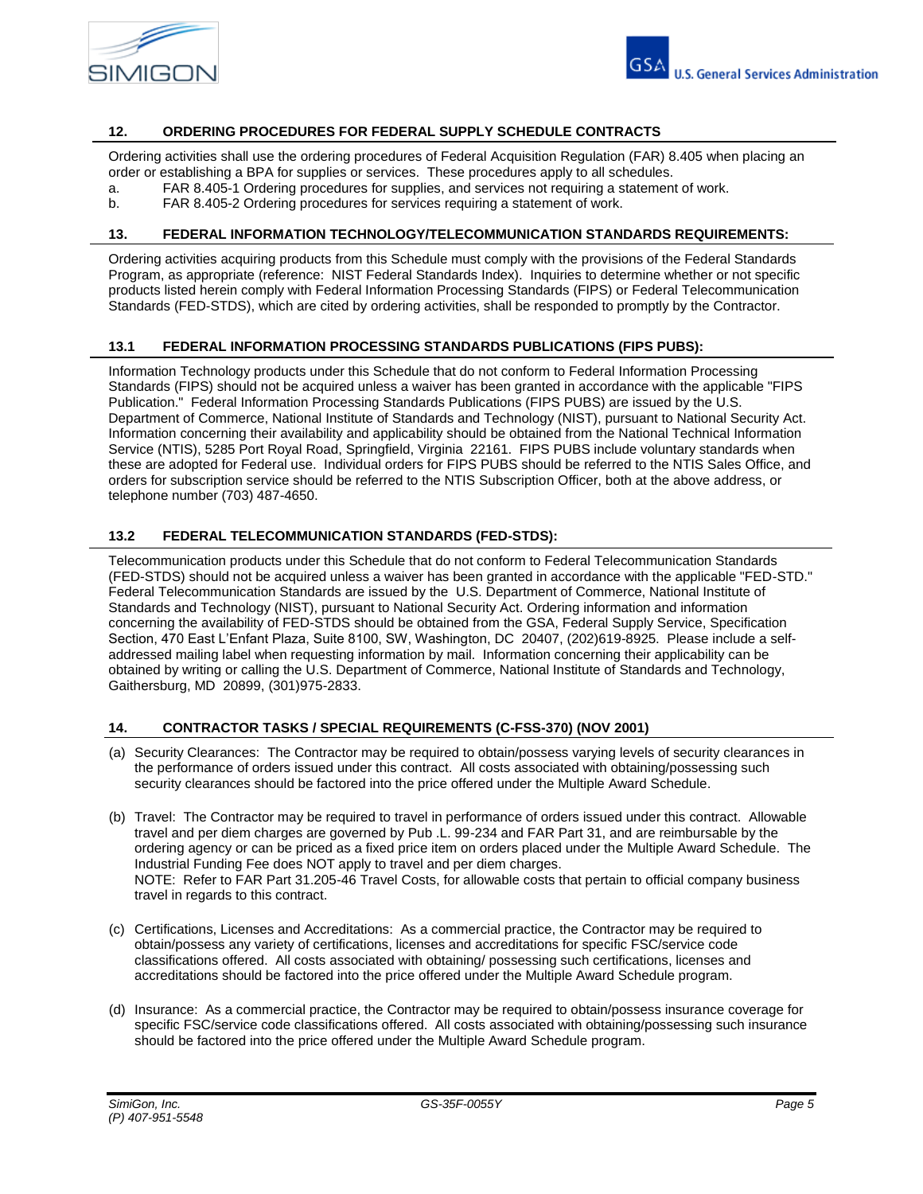## 12. ORDERING PROCEDURES FOR FEDERAL SUPPLY SCHEDULE CONTRACTS

Ordering activities shall use the ordering procedures of Federal Acquisition Regulation (FAR) 8.405 when placing an order or establishing a BPA for supplies or services. These procedures apply to all schedules.

a. FAR 8.405-1 Ordering procedures for supplies, and services not requiring a statement of work.

b. FAR 8.405-2 Ordering procedures for services requiring a statement of work.

## 13. FEDERAL INFORMATION TECHNOLOGY/TELECOMMUNICATION STANDARDS REQUIREMENTS:

Ordering activities acquiring products from this Schedule must comply with the provisions of the Federal Standards Program, as appropriate (reference: NIST Federal Standards Index). Inquiries to determine whether or not specific products listed herein comply with Federal Information Processing Standards (FIPS) or Federal Telecommunication Standards (FED-STDS), which are cited by ordering activities, shall be responded to promptly by the Contractor.

### 13.1 FEDERAL INFORMATION PROCESSING STANDARDS PUBLICATIONS (FIPS PUBS):

Information Technology products under this Schedule that do not conform to Federal Information Processing Standards (FIPS) should not be acquired unless a waiver has been granted in accordance with the applicable "FIPS Publication." Federal Information Processing Standards Publications (FIPS PUBS) are issued by the U.S. Department of Commerce, National Institute of Standards and Technology (NIST), pursuant to National Security Act. Information concerning their availability and applicability should be obtained from the National Technical Information Service (NTIS), 5285 Port Royal Road, Springfield, Virginia 22161. FIPS PUBS include voluntary standards when these are adopted for Federal use. Individual orders for FIPS PUBS should be referred to the NTIS Sales Office, and orders for subscription service should be referred to the NTIS Subscription Officer, both at the above address, or telephone number (703) 487-4650.

### 13.2 FEDERAL TELECOMMUNICATION STANDARDS (FED-STDS):

Telecommunication products under this Schedule that do not conform to Federal Telecommunication Standards (FED-STDS) should not be acquired unless a waiver has been granted in accordance with the applicable "FED-STD." Federal Telecommunication Standards are issued by the U.S. Department of Commerce, National Institute of Standards and Technology (NIST), pursuant to National Security Act. Ordering information and information concerning the availability of FED-STDS should be obtained from the GSA, Federal Supply Service, Specification Section, 470 East L'Enfant Plaza, Suite 8100, SW, Washington, DC 20407, (202)619-8925. Please include a self-addressed mailing label when requesting information by mail. Information concerning their applicability can be obtained by writing or calling the U.S. Department of Commerce, National Institute of Standards and Technology, Gaithersburg, MD 20899, (301)975-2833.

## 14. CONTRACTOR TASKS / SPECIAL REQUIREMENTS (C-FSS-370) (NOV 2001)

(a) Security Clearances: The Contractor may be required to obtain/possess varying levels of security clearances in the performance of orders issued under this contract. All costs associated with obtaining/possessing such security clearances should be factored into the price offered under the Multiple Award Schedule.

(b) Travel: The Contractor may be required to travel in performance of orders issued under this contract. Allowable travel and per diem charges are governed by Pub .L. 99-234 and FAR Part 31, and are reimbursable by the ordering agency or can be priced as a fixed price item on orders placed under the Multiple Award Schedule. The Industrial Funding Fee does NOT apply to travel and per diem charges.
NOTE: Refer to FAR Part 31.205-46 Travel Costs, for allowable costs that pertain to official company business travel in regards to this contract.

(c) Certifications, Licenses and Accreditations: As a commercial practice, the Contractor may be required to obtain/possess any variety of certifications, licenses and accreditations for specific FSC/service code classifications offered. All costs associated with obtaining/ possessing such certifications, licenses and accreditations should be factored into the price offered under the Multiple Award Schedule program.

(d) Insurance: As a commercial practice, the Contractor may be required to obtain/possess insurance coverage for specific FSC/service code classifications offered. All costs associated with obtaining/possessing such insurance should be factored into the price offered under the Multiple Award Schedule program.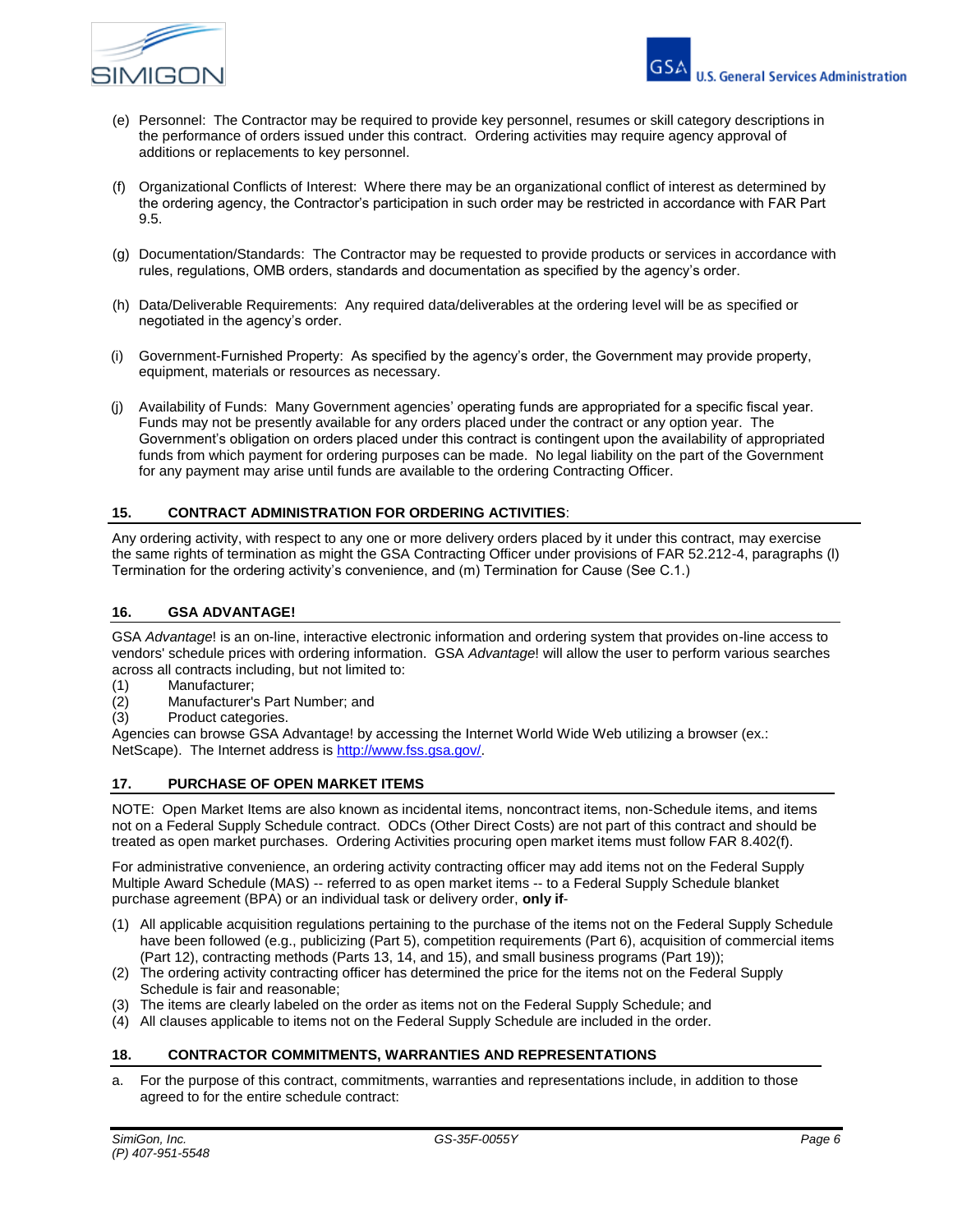(e) Personnel: The Contractor may be required to provide key personnel, resumes or skill category descriptions in the performance of orders issued under this contract. Ordering activities may require agency approval of additions or replacements to key personnel.

(f) Organizational Conflicts of Interest: Where there may be an organizational conflict of interest as determined by the ordering agency, the Contractor's participation in such order may be restricted in accordance with FAR Part 9.5.

(g) Documentation/Standards: The Contractor may be requested to provide products or services in accordance with rules, regulations, OMB orders, standards and documentation as specified by the agency's order.

(h) Data/Deliverable Requirements: Any required data/deliverables at the ordering level will be as specified or negotiated in the agency's order.

(i) Government-Furnished Property: As specified by the agency's order, the Government may provide property, equipment, materials or resources as necessary.

(j) Availability of Funds: Many Government agencies' operating funds are appropriated for a specific fiscal year. Funds may not be presently available for any orders placed under the contract or any option year. The Government's obligation on orders placed under this contract is contingent upon the availability of appropriated funds from which payment for ordering purposes can be made. No legal liability on the part of the Government for any payment may arise until funds are available to the ordering Contracting Officer.

## 15. CONTRACT ADMINISTRATION FOR ORDERING ACTIVITIES:

Any ordering activity, with respect to any one or more delivery orders placed by it under this contract, may exercise the same rights of termination as might the GSA Contracting Officer under provisions of FAR 52.212-4, paragraphs (l) Termination for the ordering activity's convenience, and (m) Termination for Cause (See C.1.)

## 16. GSA ADVANTAGE!

GSA *Advantage*! is an on-line, interactive electronic information and ordering system that provides on-line access to vendors' schedule prices with ordering information. GSA *Advantage*! will allow the user to perform various searches across all contracts including, but not limited to:

(1) Manufacturer;
(2) Manufacturer's Part Number; and
(3) Product categories.

Agencies can browse GSA Advantage! by accessing the Internet World Wide Web utilizing a browser (ex.: NetScape). The Internet address is http://www.fss.gsa.gov/.

## 17. PURCHASE OF OPEN MARKET ITEMS

NOTE: Open Market Items are also known as incidental items, noncontract items, non-Schedule items, and items not on a Federal Supply Schedule contract. ODCs (Other Direct Costs) are not part of this contract and should be treated as open market purchases. Ordering Activities procuring open market items must follow FAR 8.402(f).

For administrative convenience, an ordering activity contracting officer may add items not on the Federal Supply Multiple Award Schedule (MAS) -- referred to as open market items -- to a Federal Supply Schedule blanket purchase agreement (BPA) or an individual task or delivery order, **only if**-

(1) All applicable acquisition regulations pertaining to the purchase of the items not on the Federal Supply Schedule have been followed (e.g., publicizing (Part 5), competition requirements (Part 6), acquisition of commercial items (Part 12), contracting methods (Parts 13, 14, and 15), and small business programs (Part 19));
(2) The ordering activity contracting officer has determined the price for the items not on the Federal Supply Schedule is fair and reasonable;
(3) The items are clearly labeled on the order as items not on the Federal Supply Schedule; and
(4) All clauses applicable to items not on the Federal Supply Schedule are included in the order.

## 18. CONTRACTOR COMMITMENTS, WARRANTIES AND REPRESENTATIONS

a. For the purpose of this contract, commitments, warranties and representations include, in addition to those agreed to for the entire schedule contract: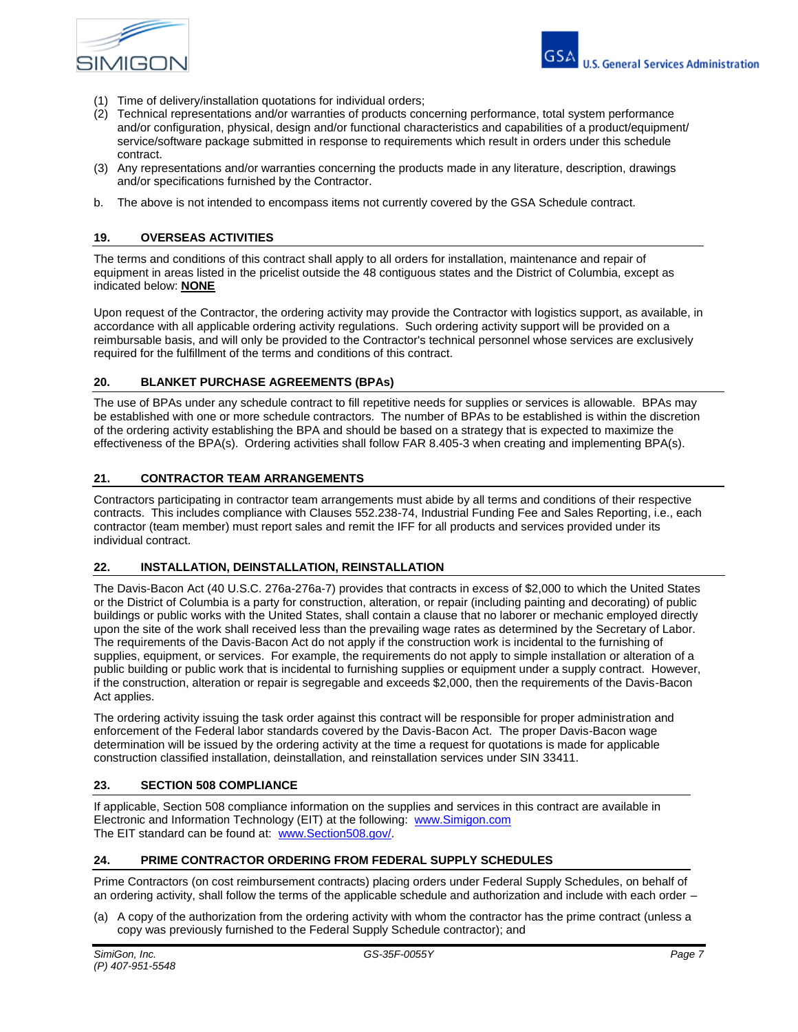(1) Time of delivery/installation quotations for individual orders;

(2) Technical representations and/or warranties of products concerning performance, total system performance and/or configuration, physical, design and/or functional characteristics and capabilities of a product/equipment/ service/software package submitted in response to requirements which result in orders under this schedule contract.

(3) Any representations and/or warranties concerning the products made in any literature, description, drawings and/or specifications furnished by the Contractor.

b. The above is not intended to encompass items not currently covered by the GSA Schedule contract.

## 19. OVERSEAS ACTIVITIES

The terms and conditions of this contract shall apply to all orders for installation, maintenance and repair of equipment in areas listed in the pricelist outside the 48 contiguous states and the District of Columbia, except as indicated below: **NONE**

Upon request of the Contractor, the ordering activity may provide the Contractor with logistics support, as available, in accordance with all applicable ordering activity regulations. Such ordering activity support will be provided on a reimbursable basis, and will only be provided to the Contractor's technical personnel whose services are exclusively required for the fulfillment of the terms and conditions of this contract.

## 20. BLANKET PURCHASE AGREEMENTS (BPAs)

The use of BPAs under any schedule contract to fill repetitive needs for supplies or services is allowable. BPAs may be established with one or more schedule contractors. The number of BPAs to be established is within the discretion of the ordering activity establishing the BPA and should be based on a strategy that is expected to maximize the effectiveness of the BPA(s). Ordering activities shall follow FAR 8.405-3 when creating and implementing BPA(s).

## 21. CONTRACTOR TEAM ARRANGEMENTS

Contractors participating in contractor team arrangements must abide by all terms and conditions of their respective contracts. This includes compliance with Clauses 552.238-74, Industrial Funding Fee and Sales Reporting, i.e., each contractor (team member) must report sales and remit the IFF for all products and services provided under its individual contract.

## 22. INSTALLATION, DEINSTALLATION, REINSTALLATION

The Davis-Bacon Act (40 U.S.C. 276a-276a-7) provides that contracts in excess of $2,000 to which the United States or the District of Columbia is a party for construction, alteration, or repair (including painting and decorating) of public buildings or public works with the United States, shall contain a clause that no laborer or mechanic employed directly upon the site of the work shall received less than the prevailing wage rates as determined by the Secretary of Labor. The requirements of the Davis-Bacon Act do not apply if the construction work is incidental to the furnishing of supplies, equipment, or services. For example, the requirements do not apply to simple installation or alteration of a public building or public work that is incidental to furnishing supplies or equipment under a supply contract. However, if the construction, alteration or repair is segregable and exceeds $2,000, then the requirements of the Davis-Bacon Act applies.

The ordering activity issuing the task order against this contract will be responsible for proper administration and enforcement of the Federal labor standards covered by the Davis-Bacon Act. The proper Davis-Bacon wage determination will be issued by the ordering activity at the time a request for quotations is made for applicable construction classified installation, deinstallation, and reinstallation services under SIN 33411.

## 23. SECTION 508 COMPLIANCE

If applicable, Section 508 compliance information on the supplies and services in this contract are available in Electronic and Information Technology (EIT) at the following: www.Simigon.com
The EIT standard can be found at: www.Section508.gov/.

## 24. PRIME CONTRACTOR ORDERING FROM FEDERAL SUPPLY SCHEDULES

Prime Contractors (on cost reimbursement contracts) placing orders under Federal Supply Schedules, on behalf of an ordering activity, shall follow the terms of the applicable schedule and authorization and include with each order –

(a) A copy of the authorization from the ordering activity with whom the contractor has the prime contract (unless a copy was previously furnished to the Federal Supply Schedule contractor); and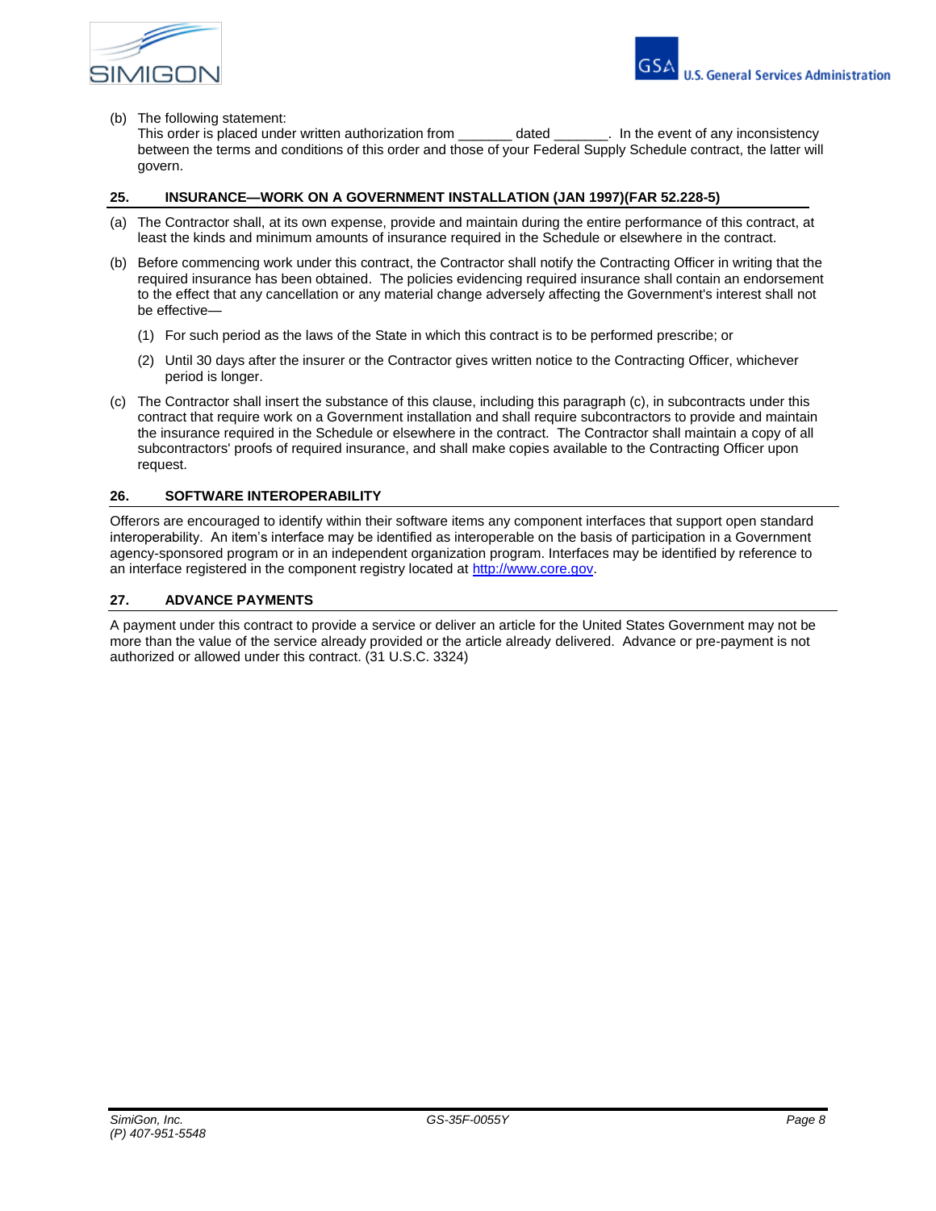(b) The following statement:
This order is placed under written authorization from _______ dated _______. In the event of any inconsistency between the terms and conditions of this order and those of your Federal Supply Schedule contract, the latter will govern.

## 25. INSURANCE—WORK ON A GOVERNMENT INSTALLATION (JAN 1997)(FAR 52.228-5)

(a) The Contractor shall, at its own expense, provide and maintain during the entire performance of this contract, at least the kinds and minimum amounts of insurance required in the Schedule or elsewhere in the contract.

(b) Before commencing work under this contract, the Contractor shall notify the Contracting Officer in writing that the required insurance has been obtained. The policies evidencing required insurance shall contain an endorsement to the effect that any cancellation or any material change adversely affecting the Government's interest shall not be effective—

(1) For such period as the laws of the State in which this contract is to be performed prescribe; or

(2) Until 30 days after the insurer or the Contractor gives written notice to the Contracting Officer, whichever period is longer.

(c) The Contractor shall insert the substance of this clause, including this paragraph (c), in subcontracts under this contract that require work on a Government installation and shall require subcontractors to provide and maintain the insurance required in the Schedule or elsewhere in the contract. The Contractor shall maintain a copy of all subcontractors' proofs of required insurance, and shall make copies available to the Contracting Officer upon request.

## 26. SOFTWARE INTEROPERABILITY

Offerors are encouraged to identify within their software items any component interfaces that support open standard interoperability. An item's interface may be identified as interoperable on the basis of participation in a Government agency-sponsored program or in an independent organization program. Interfaces may be identified by reference to an interface registered in the component registry located at [http://www.core.gov](http://www.core.gov).

## 27. ADVANCE PAYMENTS

A payment under this contract to provide a service or deliver an article for the United States Government may not be more than the value of the service already provided or the article already delivered. Advance or pre-payment is not authorized or allowed under this contract. (31 U.S.C. 3324)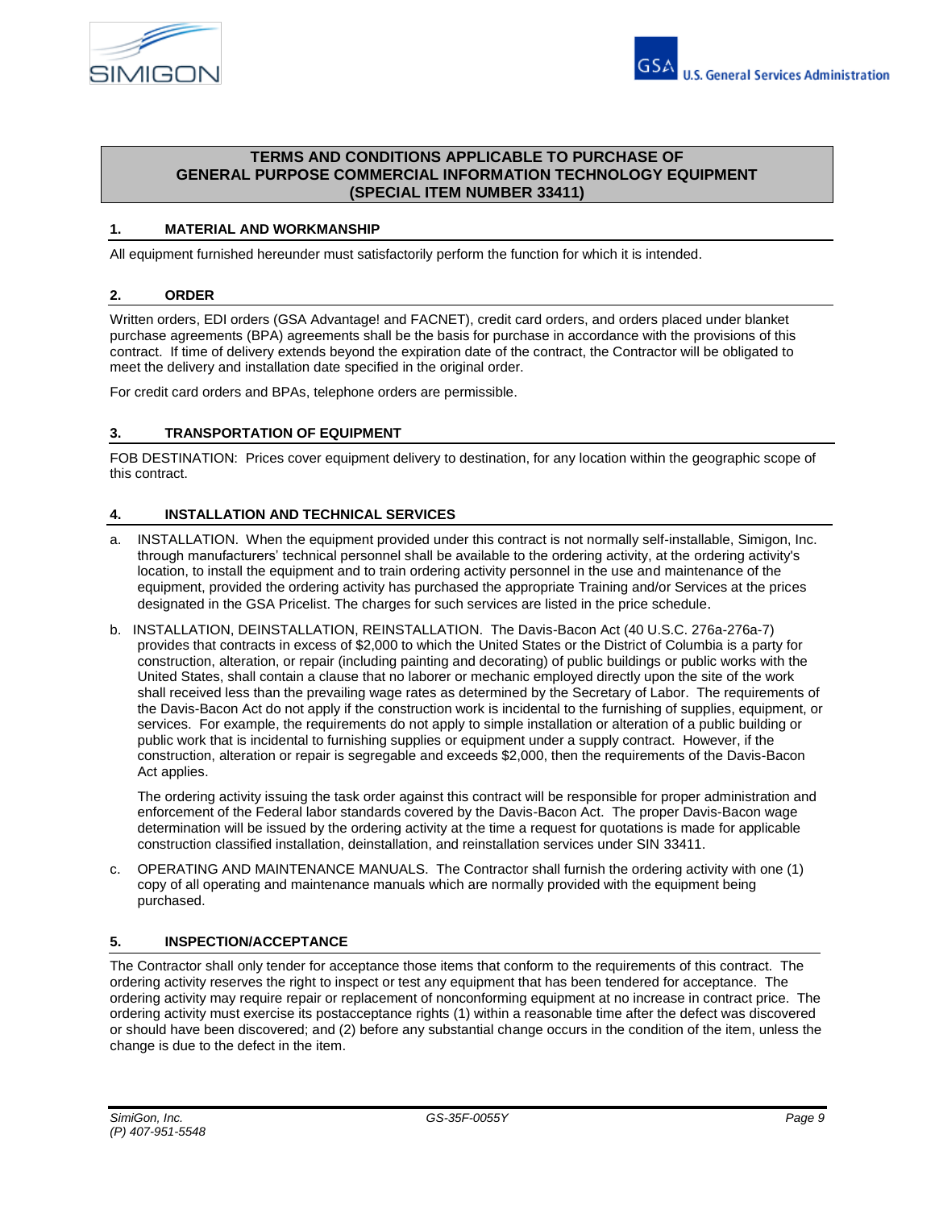## TERMS AND CONDITIONS APPLICABLE TO PURCHASE OF GENERAL PURPOSE COMMERCIAL INFORMATION TECHNOLOGY EQUIPMENT (SPECIAL ITEM NUMBER 33411)

### 1. MATERIAL AND WORKMANSHIP

All equipment furnished hereunder must satisfactorily perform the function for which it is intended.

### 2. ORDER

Written orders, EDI orders (GSA Advantage! and FACNET), credit card orders, and orders placed under blanket purchase agreements (BPA) agreements shall be the basis for purchase in accordance with the provisions of this contract. If time of delivery extends beyond the expiration date of the contract, the Contractor will be obligated to meet the delivery and installation date specified in the original order.

For credit card orders and BPAs, telephone orders are permissible.

### 3. TRANSPORTATION OF EQUIPMENT

FOB DESTINATION: Prices cover equipment delivery to destination, for any location within the geographic scope of this contract.

### 4. INSTALLATION AND TECHNICAL SERVICES

a. INSTALLATION. When the equipment provided under this contract is not normally self-installable, Simigon, Inc. through manufacturers' technical personnel shall be available to the ordering activity, at the ordering activity's location, to install the equipment and to train ordering activity personnel in the use and maintenance of the equipment, provided the ordering activity has purchased the appropriate Training and/or Services at the prices designated in the GSA Pricelist. The charges for such services are listed in the price schedule.

b. INSTALLATION, DEINSTALLATION, REINSTALLATION. The Davis-Bacon Act (40 U.S.C. 276a-276a-7) provides that contracts in excess of $2,000 to which the United States or the District of Columbia is a party for construction, alteration, or repair (including painting and decorating) of public buildings or public works with the United States, shall contain a clause that no laborer or mechanic employed directly upon the site of the work shall received less than the prevailing wage rates as determined by the Secretary of Labor. The requirements of the Davis-Bacon Act do not apply if the construction work is incidental to the furnishing of supplies, equipment, or services. For example, the requirements do not apply to simple installation or alteration of a public building or public work that is incidental to furnishing supplies or equipment under a supply contract. However, if the construction, alteration or repair is segregable and exceeds $2,000, then the requirements of the Davis-Bacon Act applies.

   The ordering activity issuing the task order against this contract will be responsible for proper administration and enforcement of the Federal labor standards covered by the Davis-Bacon Act. The proper Davis-Bacon wage determination will be issued by the ordering activity at the time a request for quotations is made for applicable construction classified installation, deinstallation, and reinstallation services under SIN 33411.

c. OPERATING AND MAINTENANCE MANUALS. The Contractor shall furnish the ordering activity with one (1) copy of all operating and maintenance manuals which are normally provided with the equipment being purchased.

### 5. INSPECTION/ACCEPTANCE

The Contractor shall only tender for acceptance those items that conform to the requirements of this contract. The ordering activity reserves the right to inspect or test any equipment that has been tendered for acceptance. The ordering activity may require repair or replacement of nonconforming equipment at no increase in contract price. The ordering activity must exercise its postacceptance rights (1) within a reasonable time after the defect was discovered or should have been discovered; and (2) before any substantial change occurs in the condition of the item, unless the change is due to the defect in the item.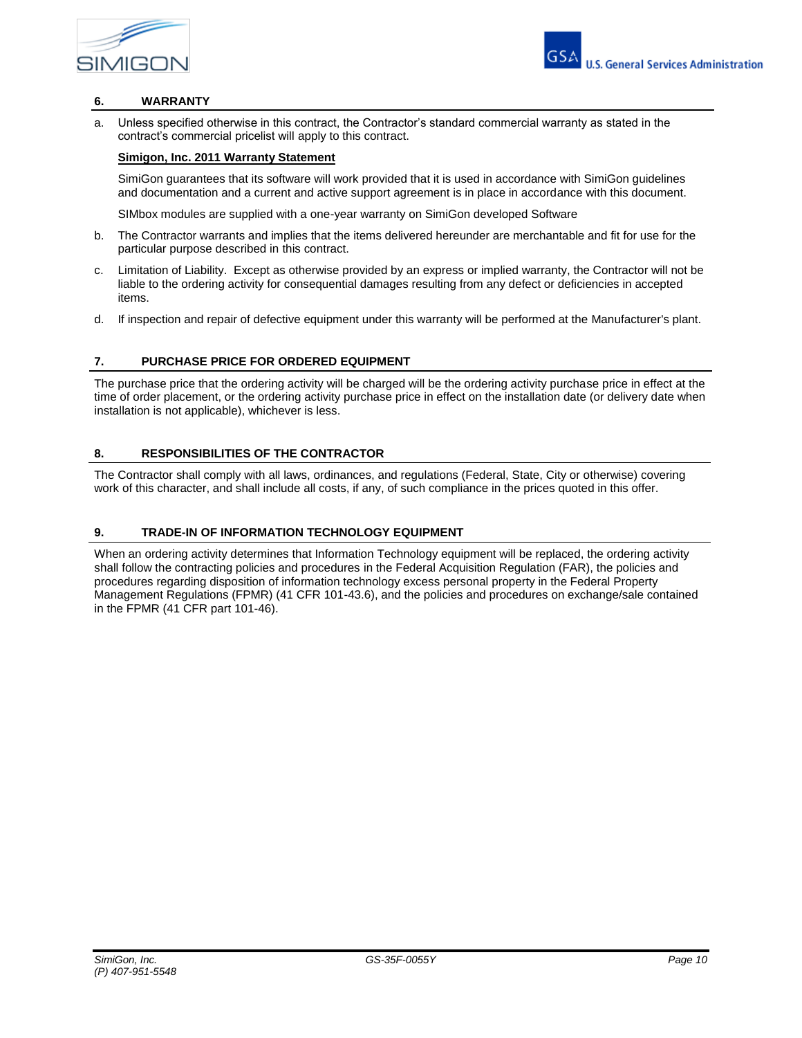## 6. WARRANTY

a. Unless specified otherwise in this contract, the Contractor's standard commercial warranty as stated in the contract's commercial pricelist will apply to this contract.

**Simigon, Inc. 2011 Warranty Statement**

SimiGon guarantees that its software will work provided that it is used in accordance with SimiGon guidelines and documentation and a current and active support agreement is in place in accordance with this document.

SIMbox modules are supplied with a one-year warranty on SimiGon developed Software

b. The Contractor warrants and implies that the items delivered hereunder are merchantable and fit for use for the particular purpose described in this contract.

c. Limitation of Liability. Except as otherwise provided by an express or implied warranty, the Contractor will not be liable to the ordering activity for consequential damages resulting from any defect or deficiencies in accepted items.

d. If inspection and repair of defective equipment under this warranty will be performed at the Manufacturer's plant.

## 7. PURCHASE PRICE FOR ORDERED EQUIPMENT

The purchase price that the ordering activity will be charged will be the ordering activity purchase price in effect at the time of order placement, or the ordering activity purchase price in effect on the installation date (or delivery date when installation is not applicable), whichever is less.

## 8. RESPONSIBILITIES OF THE CONTRACTOR

The Contractor shall comply with all laws, ordinances, and regulations (Federal, State, City or otherwise) covering work of this character, and shall include all costs, if any, of such compliance in the prices quoted in this offer.

## 9. TRADE-IN OF INFORMATION TECHNOLOGY EQUIPMENT

When an ordering activity determines that Information Technology equipment will be replaced, the ordering activity shall follow the contracting policies and procedures in the Federal Acquisition Regulation (FAR), the policies and procedures regarding disposition of information technology excess personal property in the Federal Property Management Regulations (FPMR) (41 CFR 101-43.6), and the policies and procedures on exchange/sale contained in the FPMR (41 CFR part 101-46).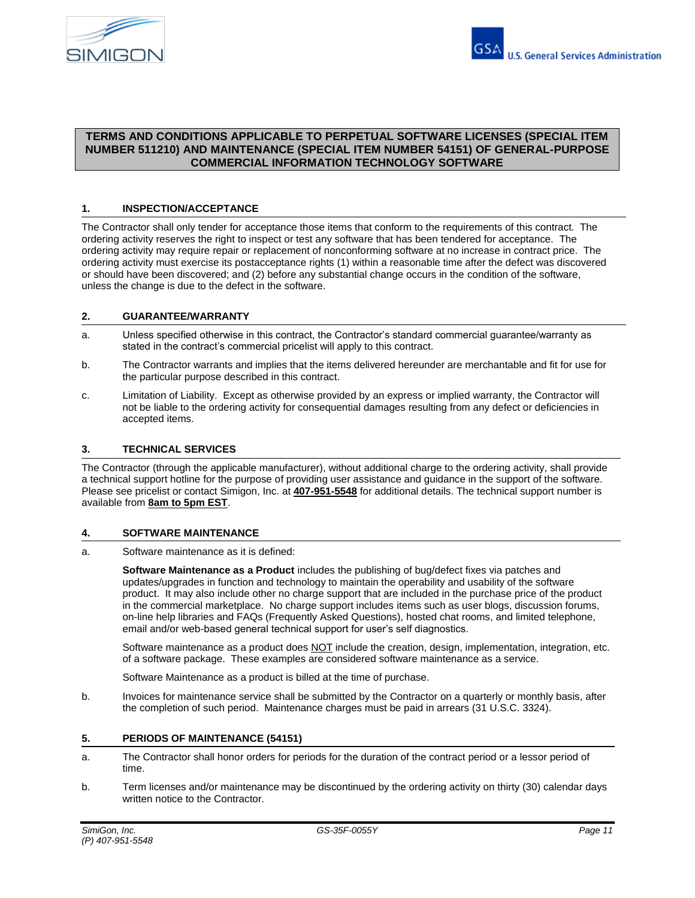## TERMS AND CONDITIONS APPLICABLE TO PERPETUAL SOFTWARE LICENSES (SPECIAL ITEM NUMBER 511210) AND MAINTENANCE (SPECIAL ITEM NUMBER 54151) OF GENERAL-PURPOSE COMMERCIAL INFORMATION TECHNOLOGY SOFTWARE

### 1. INSPECTION/ACCEPTANCE

The Contractor shall only tender for acceptance those items that conform to the requirements of this contract. The ordering activity reserves the right to inspect or test any software that has been tendered for acceptance. The ordering activity may require repair or replacement of nonconforming software at no increase in contract price. The ordering activity must exercise its postacceptance rights (1) within a reasonable time after the defect was discovered or should have been discovered; and (2) before any substantial change occurs in the condition of the software, unless the change is due to the defect in the software.

### 2. GUARANTEE/WARRANTY

a. Unless specified otherwise in this contract, the Contractor's standard commercial guarantee/warranty as stated in the contract's commercial pricelist will apply to this contract.

b. The Contractor warrants and implies that the items delivered hereunder are merchantable and fit for use for the particular purpose described in this contract.

c. Limitation of Liability. Except as otherwise provided by an express or implied warranty, the Contractor will not be liable to the ordering activity for consequential damages resulting from any defect or deficiencies in accepted items.

### 3. TECHNICAL SERVICES

The Contractor (through the applicable manufacturer), without additional charge to the ordering activity, shall provide a technical support hotline for the purpose of providing user assistance and guidance in the support of the software. Please see pricelist or contact Simigon, Inc. at **407-951-5548** for additional details. The technical support number is available from **8am to 5pm EST**.

### 4. SOFTWARE MAINTENANCE

a. Software maintenance as it is defined:

**Software Maintenance as a Product** includes the publishing of bug/defect fixes via patches and updates/upgrades in function and technology to maintain the operability and usability of the software product. It may also include other no charge support that are included in the purchase price of the product in the commercial marketplace. No charge support includes items such as user blogs, discussion forums, on-line help libraries and FAQs (Frequently Asked Questions), hosted chat rooms, and limited telephone, email and/or web-based general technical support for user's self diagnostics.

Software maintenance as a product does NOT include the creation, design, implementation, integration, etc. of a software package. These examples are considered software maintenance as a service.

Software Maintenance as a product is billed at the time of purchase.

b. Invoices for maintenance service shall be submitted by the Contractor on a quarterly or monthly basis, after the completion of such period. Maintenance charges must be paid in arrears (31 U.S.C. 3324).

### 5. PERIODS OF MAINTENANCE (54151)

a. The Contractor shall honor orders for periods for the duration of the contract period or a lessor period of time.

b. Term licenses and/or maintenance may be discontinued by the ordering activity on thirty (30) calendar days written notice to the Contractor.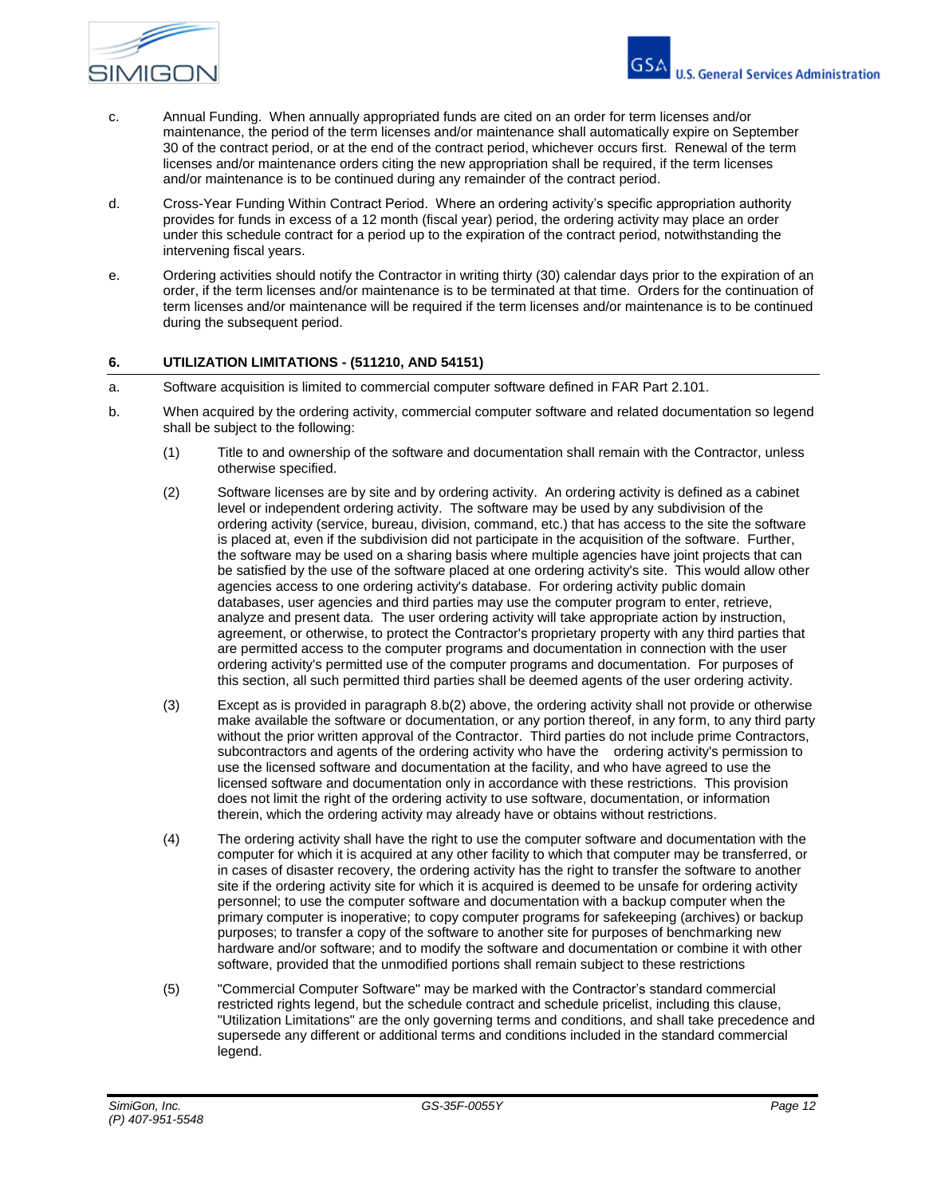c. Annual Funding. When annually appropriated funds are cited on an order for term licenses and/or maintenance, the period of the term licenses and/or maintenance shall automatically expire on September 30 of the contract period, or at the end of the contract period, whichever occurs first. Renewal of the term licenses and/or maintenance orders citing the new appropriation shall be required, if the term licenses and/or maintenance is to be continued during any remainder of the contract period.

d. Cross-Year Funding Within Contract Period. Where an ordering activity's specific appropriation authority provides for funds in excess of a 12 month (fiscal year) period, the ordering activity may place an order under this schedule contract for a period up to the expiration of the contract period, notwithstanding the intervening fiscal years.

e. Ordering activities should notify the Contractor in writing thirty (30) calendar days prior to the expiration of an order, if the term licenses and/or maintenance is to be terminated at that time. Orders for the continuation of term licenses and/or maintenance will be required if the term licenses and/or maintenance is to be continued during the subsequent period.

## 6. UTILIZATION LIMITATIONS - (511210, AND 54151)

a. Software acquisition is limited to commercial computer software defined in FAR Part 2.101.

b. When acquired by the ordering activity, commercial computer software and related documentation so legend shall be subject to the following:

(1) Title to and ownership of the software and documentation shall remain with the Contractor, unless otherwise specified.

(2) Software licenses are by site and by ordering activity. An ordering activity is defined as a cabinet level or independent ordering activity. The software may be used by any subdivision of the ordering activity (service, bureau, division, command, etc.) that has access to the site the software is placed at, even if the subdivision did not participate in the acquisition of the software. Further, the software may be used on a sharing basis where multiple agencies have joint projects that can be satisfied by the use of the software placed at one ordering activity's site. This would allow other agencies access to one ordering activity's database. For ordering activity public domain databases, user agencies and third parties may use the computer program to enter, retrieve, analyze and present data. The user ordering activity will take appropriate action by instruction, agreement, or otherwise, to protect the Contractor's proprietary property with any third parties that are permitted access to the computer programs and documentation in connection with the user ordering activity's permitted use of the computer programs and documentation. For purposes of this section, all such permitted third parties shall be deemed agents of the user ordering activity.

(3) Except as is provided in paragraph 8.b(2) above, the ordering activity shall not provide or otherwise make available the software or documentation, or any portion thereof, in any form, to any third party without the prior written approval of the Contractor. Third parties do not include prime Contractors, subcontractors and agents of the ordering activity who have the ordering activity's permission to use the licensed software and documentation at the facility, and who have agreed to use the licensed software and documentation only in accordance with these restrictions. This provision does not limit the right of the ordering activity to use software, documentation, or information therein, which the ordering activity may already have or obtains without restrictions.

(4) The ordering activity shall have the right to use the computer software and documentation with the computer for which it is acquired at any other facility to which that computer may be transferred, or in cases of disaster recovery, the ordering activity has the right to transfer the software to another site if the ordering activity site for which it is acquired is deemed to be unsafe for ordering activity personnel; to use the computer software and documentation with a backup computer when the primary computer is inoperative; to copy computer programs for safekeeping (archives) or backup purposes; to transfer a copy of the software to another site for purposes of benchmarking new hardware and/or software; and to modify the software and documentation or combine it with other software, provided that the unmodified portions shall remain subject to these restrictions

(5) "Commercial Computer Software" may be marked with the Contractor's standard commercial restricted rights legend, but the schedule contract and schedule pricelist, including this clause, "Utilization Limitations" are the only governing terms and conditions, and shall take precedence and supersede any different or additional terms and conditions included in the standard commercial legend.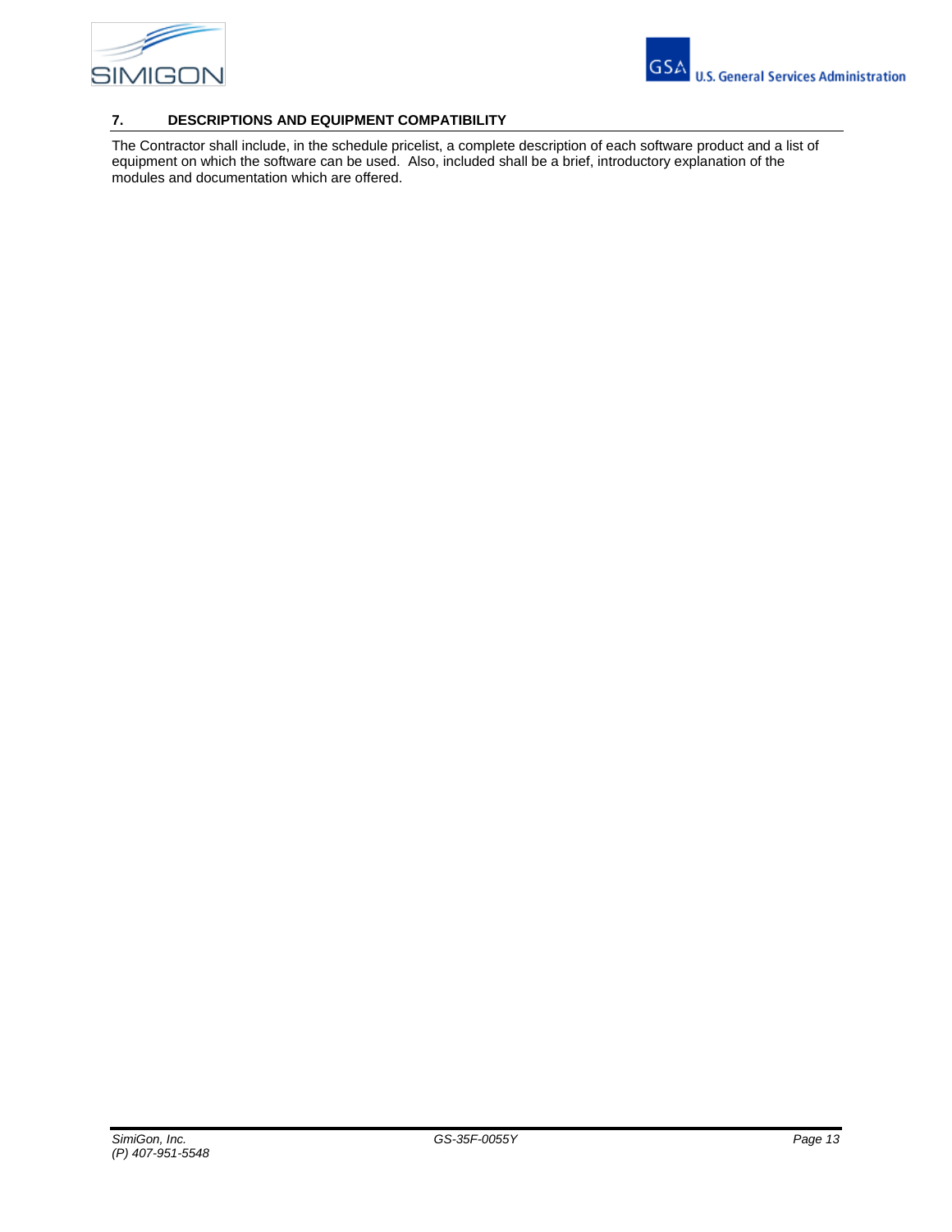## 7. DESCRIPTIONS AND EQUIPMENT COMPATIBILITY

The Contractor shall include, in the schedule pricelist, a complete description of each software product and a list of equipment on which the software can be used. Also, included shall be a brief, introductory explanation of the modules and documentation which are offered.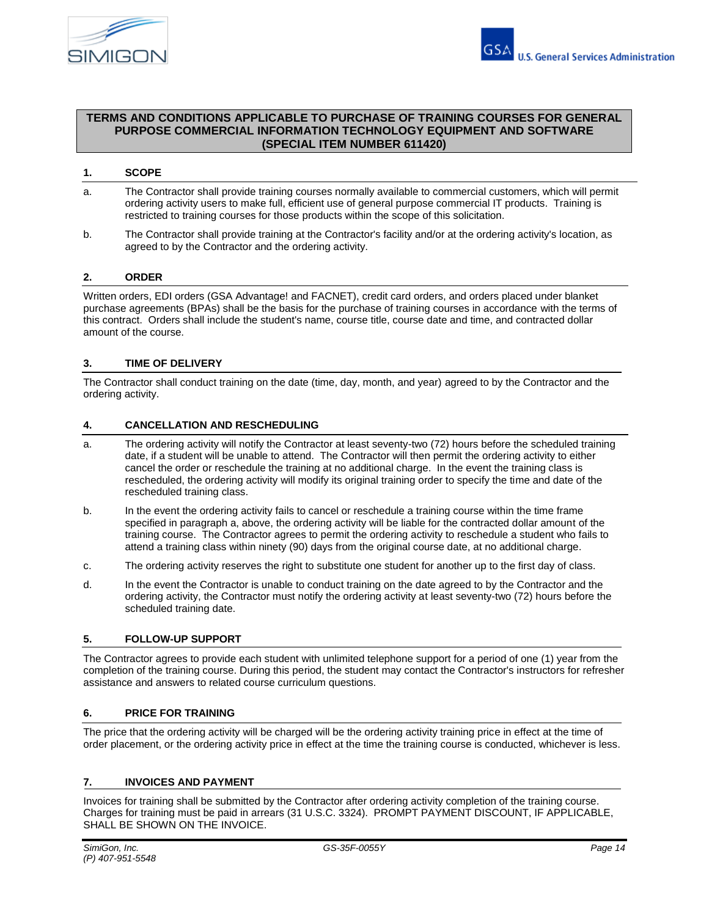## TERMS AND CONDITIONS APPLICABLE TO PURCHASE OF TRAINING COURSES FOR GENERAL PURPOSE COMMERCIAL INFORMATION TECHNOLOGY EQUIPMENT AND SOFTWARE (SPECIAL ITEM NUMBER 611420)

### 1. SCOPE

a. The Contractor shall provide training courses normally available to commercial customers, which will permit ordering activity users to make full, efficient use of general purpose commercial IT products. Training is restricted to training courses for those products within the scope of this solicitation.

b. The Contractor shall provide training at the Contractor's facility and/or at the ordering activity's location, as agreed to by the Contractor and the ordering activity.

### 2. ORDER

Written orders, EDI orders (GSA Advantage! and FACNET), credit card orders, and orders placed under blanket purchase agreements (BPAs) shall be the basis for the purchase of training courses in accordance with the terms of this contract. Orders shall include the student's name, course title, course date and time, and contracted dollar amount of the course.

### 3. TIME OF DELIVERY

The Contractor shall conduct training on the date (time, day, month, and year) agreed to by the Contractor and the ordering activity.

### 4. CANCELLATION AND RESCHEDULING

a. The ordering activity will notify the Contractor at least seventy-two (72) hours before the scheduled training date, if a student will be unable to attend. The Contractor will then permit the ordering activity to either cancel the order or reschedule the training at no additional charge. In the event the training class is rescheduled, the ordering activity will modify its original training order to specify the time and date of the rescheduled training class.

b. In the event the ordering activity fails to cancel or reschedule a training course within the time frame specified in paragraph a, above, the ordering activity will be liable for the contracted dollar amount of the training course. The Contractor agrees to permit the ordering activity to reschedule a student who fails to attend a training class within ninety (90) days from the original course date, at no additional charge.

c. The ordering activity reserves the right to substitute one student for another up to the first day of class.

d. In the event the Contractor is unable to conduct training on the date agreed to by the Contractor and the ordering activity, the Contractor must notify the ordering activity at least seventy-two (72) hours before the scheduled training date.

### 5. FOLLOW-UP SUPPORT

The Contractor agrees to provide each student with unlimited telephone support for a period of one (1) year from the completion of the training course. During this period, the student may contact the Contractor's instructors for refresher assistance and answers to related course curriculum questions.

### 6. PRICE FOR TRAINING

The price that the ordering activity will be charged will be the ordering activity training price in effect at the time of order placement, or the ordering activity price in effect at the time the training course is conducted, whichever is less.

### 7. INVOICES AND PAYMENT

Invoices for training shall be submitted by the Contractor after ordering activity completion of the training course. Charges for training must be paid in arrears (31 U.S.C. 3324). PROMPT PAYMENT DISCOUNT, IF APPLICABLE, SHALL BE SHOWN ON THE INVOICE.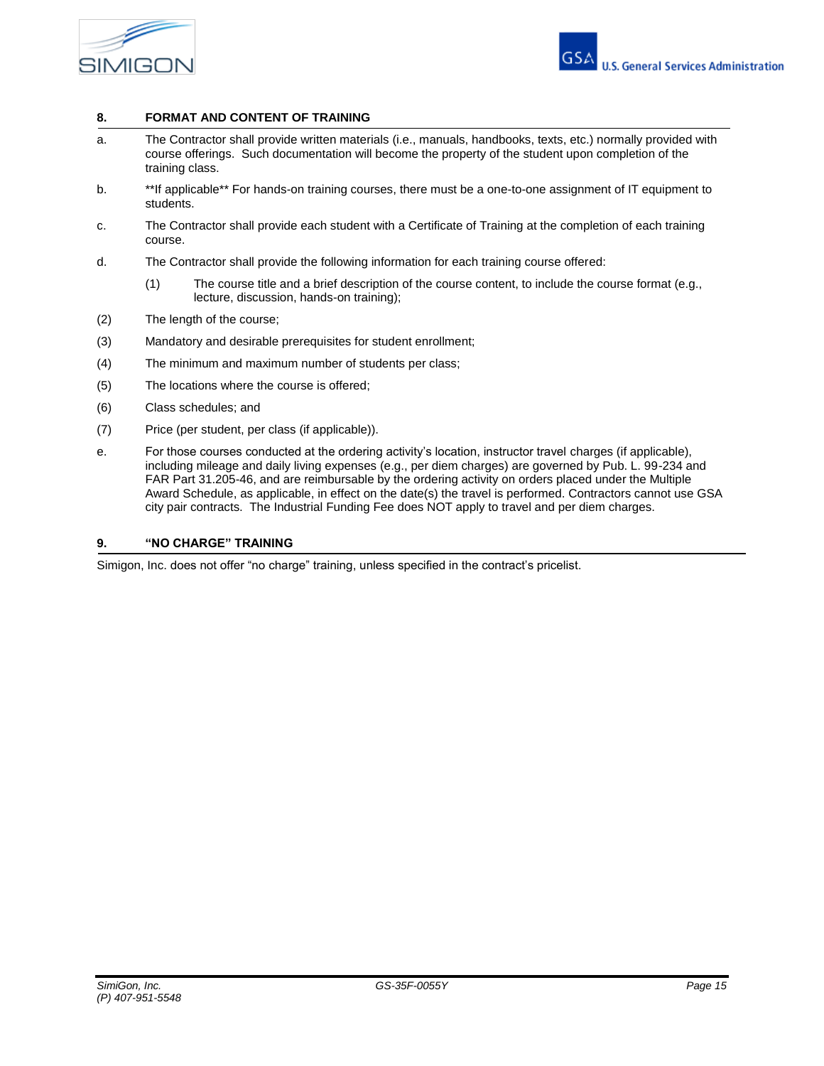## 8. FORMAT AND CONTENT OF TRAINING

a. The Contractor shall provide written materials (i.e., manuals, handbooks, texts, etc.) normally provided with course offerings. Such documentation will become the property of the student upon completion of the training class.

b. **If applicable** For hands-on training courses, there must be a one-to-one assignment of IT equipment to students.

c. The Contractor shall provide each student with a Certificate of Training at the completion of each training course.

d. The Contractor shall provide the following information for each training course offered:

(1) The course title and a brief description of the course content, to include the course format (e.g., lecture, discussion, hands-on training);

(2) The length of the course;

(3) Mandatory and desirable prerequisites for student enrollment;

(4) The minimum and maximum number of students per class;

(5) The locations where the course is offered;

(6) Class schedules; and

(7) Price (per student, per class (if applicable)).

e. For those courses conducted at the ordering activity's location, instructor travel charges (if applicable), including mileage and daily living expenses (e.g., per diem charges) are governed by Pub. L. 99-234 and FAR Part 31.205-46, and are reimbursable by the ordering activity on orders placed under the Multiple Award Schedule, as applicable, in effect on the date(s) the travel is performed. Contractors cannot use GSA city pair contracts. The Industrial Funding Fee does NOT apply to travel and per diem charges.

## 9. "NO CHARGE" TRAINING

Simigon, Inc. does not offer "no charge" training, unless specified in the contract's pricelist.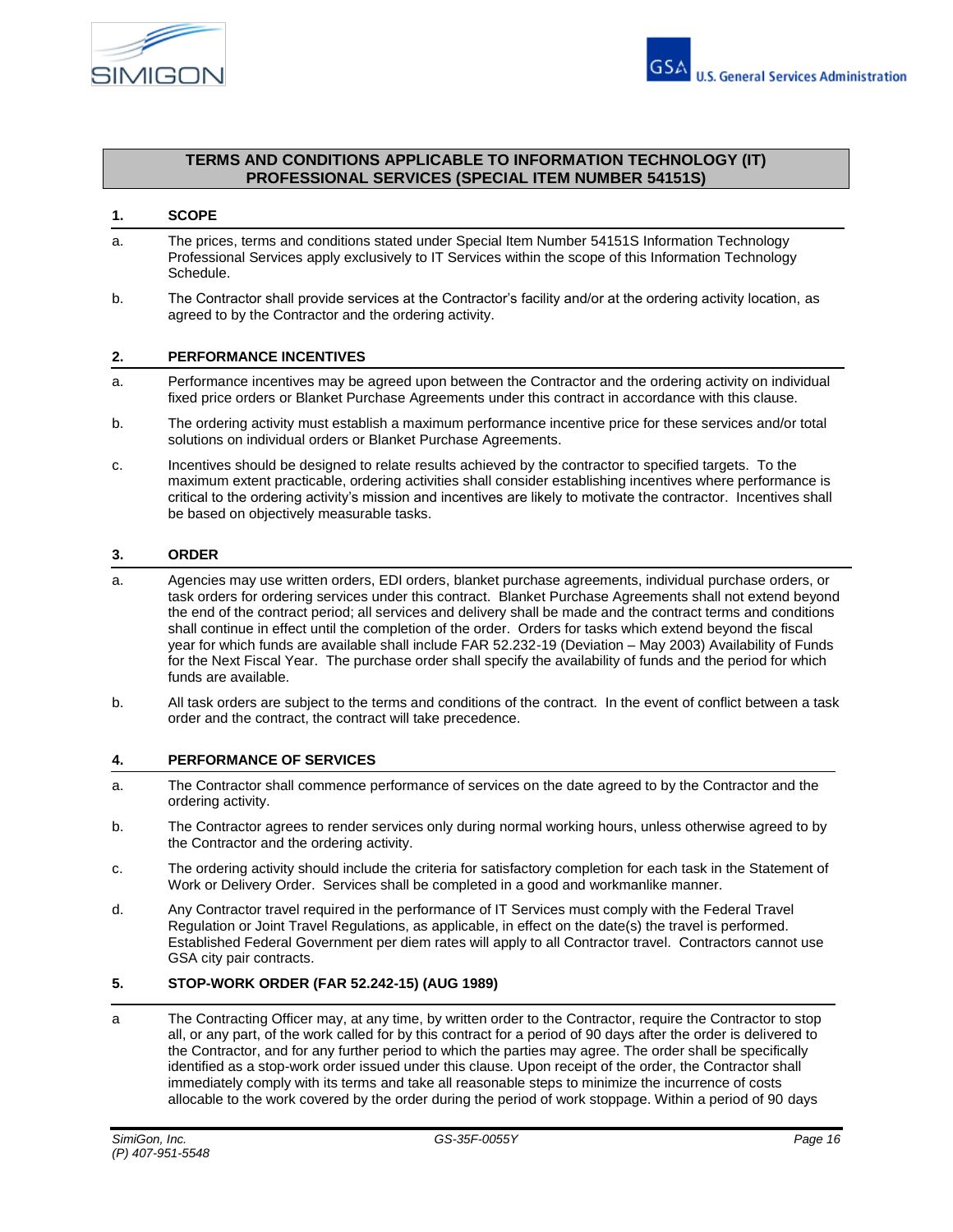## TERMS AND CONDITIONS APPLICABLE TO INFORMATION TECHNOLOGY (IT) PROFESSIONAL SERVICES (SPECIAL ITEM NUMBER 54151S)

### 1. SCOPE

a. The prices, terms and conditions stated under Special Item Number 54151S Information Technology Professional Services apply exclusively to IT Services within the scope of this Information Technology Schedule.

b. The Contractor shall provide services at the Contractor's facility and/or at the ordering activity location, as agreed to by the Contractor and the ordering activity.

### 2. PERFORMANCE INCENTIVES

a. Performance incentives may be agreed upon between the Contractor and the ordering activity on individual fixed price orders or Blanket Purchase Agreements under this contract in accordance with this clause.

b. The ordering activity must establish a maximum performance incentive price for these services and/or total solutions on individual orders or Blanket Purchase Agreements.

c. Incentives should be designed to relate results achieved by the contractor to specified targets. To the maximum extent practicable, ordering activities shall consider establishing incentives where performance is critical to the ordering activity's mission and incentives are likely to motivate the contractor. Incentives shall be based on objectively measurable tasks.

### 3. ORDER

a. Agencies may use written orders, EDI orders, blanket purchase agreements, individual purchase orders, or task orders for ordering services under this contract. Blanket Purchase Agreements shall not extend beyond the end of the contract period; all services and delivery shall be made and the contract terms and conditions shall continue in effect until the completion of the order. Orders for tasks which extend beyond the fiscal year for which funds are available shall include FAR 52.232-19 (Deviation – May 2003) Availability of Funds for the Next Fiscal Year. The purchase order shall specify the availability of funds and the period for which funds are available.

b. All task orders are subject to the terms and conditions of the contract. In the event of conflict between a task order and the contract, the contract will take precedence.

### 4. PERFORMANCE OF SERVICES

a. The Contractor shall commence performance of services on the date agreed to by the Contractor and the ordering activity.

b. The Contractor agrees to render services only during normal working hours, unless otherwise agreed to by the Contractor and the ordering activity.

c. The ordering activity should include the criteria for satisfactory completion for each task in the Statement of Work or Delivery Order. Services shall be completed in a good and workmanlike manner.

d. Any Contractor travel required in the performance of IT Services must comply with the Federal Travel Regulation or Joint Travel Regulations, as applicable, in effect on the date(s) the travel is performed. Established Federal Government per diem rates will apply to all Contractor travel. Contractors cannot use GSA city pair contracts.

### 5. STOP-WORK ORDER (FAR 52.242-15) (AUG 1989)

a The Contracting Officer may, at any time, by written order to the Contractor, require the Contractor to stop all, or any part, of the work called for by this contract for a period of 90 days after the order is delivered to the Contractor, and for any further period to which the parties may agree. The order shall be specifically identified as a stop-work order issued under this clause. Upon receipt of the order, the Contractor shall immediately comply with its terms and take all reasonable steps to minimize the incurrence of costs allocable to the work covered by the order during the period of work stoppage. Within a period of 90 days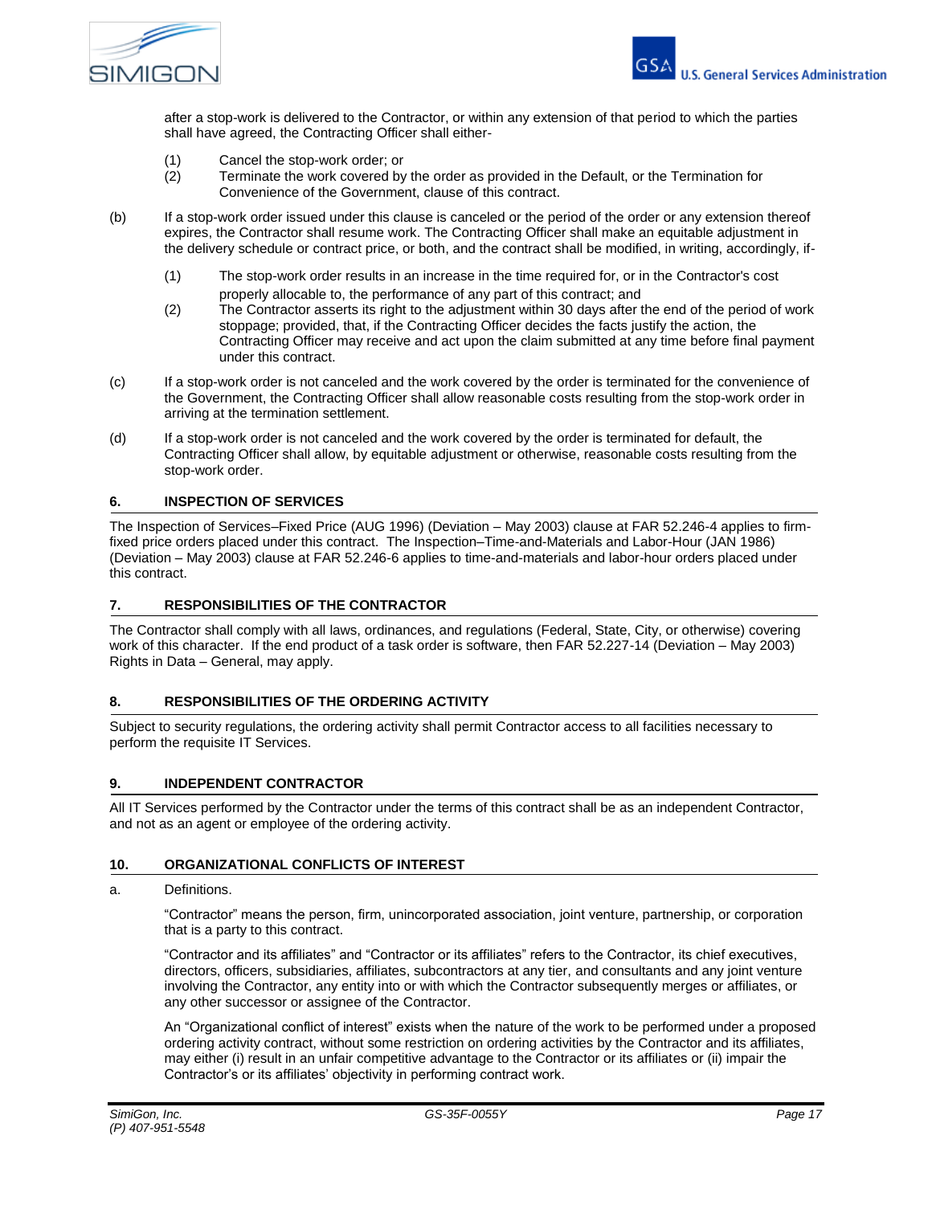after a stop-work is delivered to the Contractor, or within any extension of that period to which the parties shall have agreed, the Contracting Officer shall either-

(1) Cancel the stop-work order; or
(2) Terminate the work covered by the order as provided in the Default, or the Termination for Convenience of the Government, clause of this contract.

(b) If a stop-work order issued under this clause is canceled or the period of the order or any extension thereof expires, the Contractor shall resume work. The Contracting Officer shall make an equitable adjustment in the delivery schedule or contract price, or both, and the contract shall be modified, in writing, accordingly, if-

(1) The stop-work order results in an increase in the time required for, or in the Contractor's cost properly allocable to, the performance of any part of this contract; and
(2) The Contractor asserts its right to the adjustment within 30 days after the end of the period of work stoppage; provided, that, if the Contracting Officer decides the facts justify the action, the Contracting Officer may receive and act upon the claim submitted at any time before final payment under this contract.

(c) If a stop-work order is not canceled and the work covered by the order is terminated for the convenience of the Government, the Contracting Officer shall allow reasonable costs resulting from the stop-work order in arriving at the termination settlement.

(d) If a stop-work order is not canceled and the work covered by the order is terminated for default, the Contracting Officer shall allow, by equitable adjustment or otherwise, reasonable costs resulting from the stop-work order.

## 6. INSPECTION OF SERVICES

The Inspection of Services–Fixed Price (AUG 1996) (Deviation – May 2003) clause at FAR 52.246-4 applies to firm-fixed price orders placed under this contract. The Inspection–Time-and-Materials and Labor-Hour (JAN 1986) (Deviation – May 2003) clause at FAR 52.246-6 applies to time-and-materials and labor-hour orders placed under this contract.

## 7. RESPONSIBILITIES OF THE CONTRACTOR

The Contractor shall comply with all laws, ordinances, and regulations (Federal, State, City, or otherwise) covering work of this character. If the end product of a task order is software, then FAR 52.227-14 (Deviation – May 2003) Rights in Data – General, may apply.

## 8. RESPONSIBILITIES OF THE ORDERING ACTIVITY

Subject to security regulations, the ordering activity shall permit Contractor access to all facilities necessary to perform the requisite IT Services.

## 9. INDEPENDENT CONTRACTOR

All IT Services performed by the Contractor under the terms of this contract shall be as an independent Contractor, and not as an agent or employee of the ordering activity.

## 10. ORGANIZATIONAL CONFLICTS OF INTEREST

a. Definitions.

"Contractor" means the person, firm, unincorporated association, joint venture, partnership, or corporation that is a party to this contract.

"Contractor and its affiliates" and "Contractor or its affiliates" refers to the Contractor, its chief executives, directors, officers, subsidiaries, affiliates, subcontractors at any tier, and consultants and any joint venture involving the Contractor, any entity into or with which the Contractor subsequently merges or affiliates, or any other successor or assignee of the Contractor.

An "Organizational conflict of interest" exists when the nature of the work to be performed under a proposed ordering activity contract, without some restriction on ordering activities by the Contractor and its affiliates, may either (i) result in an unfair competitive advantage to the Contractor or its affiliates or (ii) impair the Contractor's or its affiliates' objectivity in performing contract work.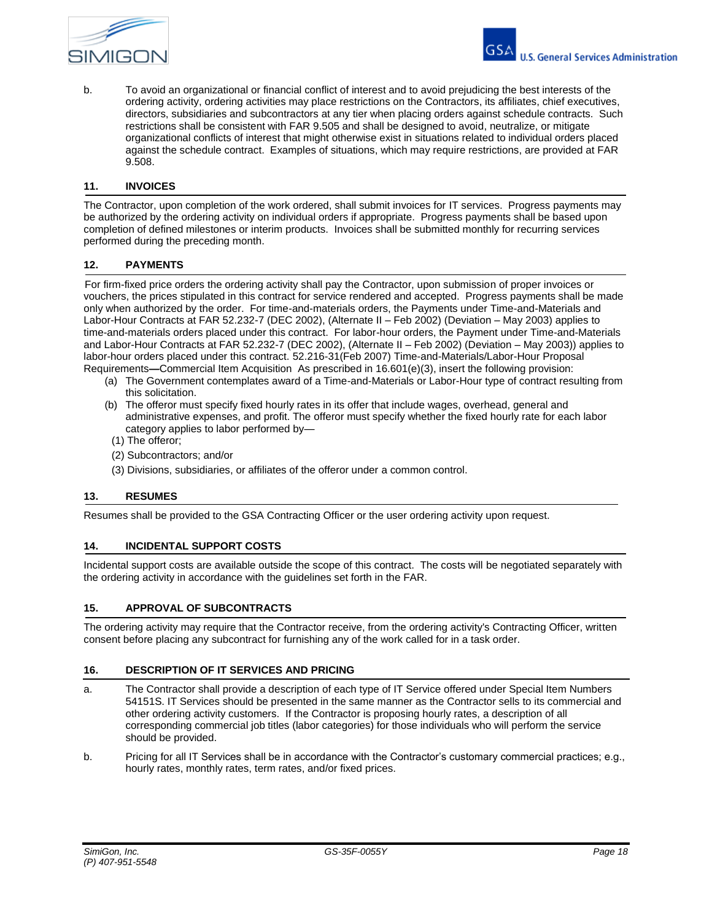b. To avoid an organizational or financial conflict of interest and to avoid prejudicing the best interests of the ordering activity, ordering activities may place restrictions on the Contractors, its affiliates, chief executives, directors, subsidiaries and subcontractors at any tier when placing orders against schedule contracts. Such restrictions shall be consistent with FAR 9.505 and shall be designed to avoid, neutralize, or mitigate organizational conflicts of interest that might otherwise exist in situations related to individual orders placed against the schedule contract. Examples of situations, which may require restrictions, are provided at FAR 9.508.

## 11. INVOICES

The Contractor, upon completion of the work ordered, shall submit invoices for IT services. Progress payments may be authorized by the ordering activity on individual orders if appropriate. Progress payments shall be based upon completion of defined milestones or interim products. Invoices shall be submitted monthly for recurring services performed during the preceding month.

## 12. PAYMENTS

For firm-fixed price orders the ordering activity shall pay the Contractor, upon submission of proper invoices or vouchers, the prices stipulated in this contract for service rendered and accepted. Progress payments shall be made only when authorized by the order. For time-and-materials orders, the Payments under Time-and-Materials and Labor-Hour Contracts at FAR 52.232-7 (DEC 2002), (Alternate II – Feb 2002) (Deviation – May 2003) applies to time-and-materials orders placed under this contract. For labor-hour orders, the Payment under Time-and-Materials and Labor-Hour Contracts at FAR 52.232-7 (DEC 2002), (Alternate II – Feb 2002) (Deviation – May 2003)) applies to labor-hour orders placed under this contract. 52.216-31(Feb 2007) Time-and-Materials/Labor-Hour Proposal Requirements**—**Commercial Item Acquisition As prescribed in 16.601(e)(3), insert the following provision:

(a) The Government contemplates award of a Time-and-Materials or Labor-Hour type of contract resulting from this solicitation.

(b) The offeror must specify fixed hourly rates in its offer that include wages, overhead, general and administrative expenses, and profit. The offeror must specify whether the fixed hourly rate for each labor category applies to labor performed by—

(1) The offeror;

(2) Subcontractors; and/or

(3) Divisions, subsidiaries, or affiliates of the offeror under a common control.

## 13. RESUMES

Resumes shall be provided to the GSA Contracting Officer or the user ordering activity upon request.

## 14. INCIDENTAL SUPPORT COSTS

Incidental support costs are available outside the scope of this contract. The costs will be negotiated separately with the ordering activity in accordance with the guidelines set forth in the FAR.

## 15. APPROVAL OF SUBCONTRACTS

The ordering activity may require that the Contractor receive, from the ordering activity's Contracting Officer, written consent before placing any subcontract for furnishing any of the work called for in a task order.

## 16. DESCRIPTION OF IT SERVICES AND PRICING

a. The Contractor shall provide a description of each type of IT Service offered under Special Item Numbers 54151S. IT Services should be presented in the same manner as the Contractor sells to its commercial and other ordering activity customers. If the Contractor is proposing hourly rates, a description of all corresponding commercial job titles (labor categories) for those individuals who will perform the service should be provided.

b. Pricing for all IT Services shall be in accordance with the Contractor's customary commercial practices; e.g., hourly rates, monthly rates, term rates, and/or fixed prices.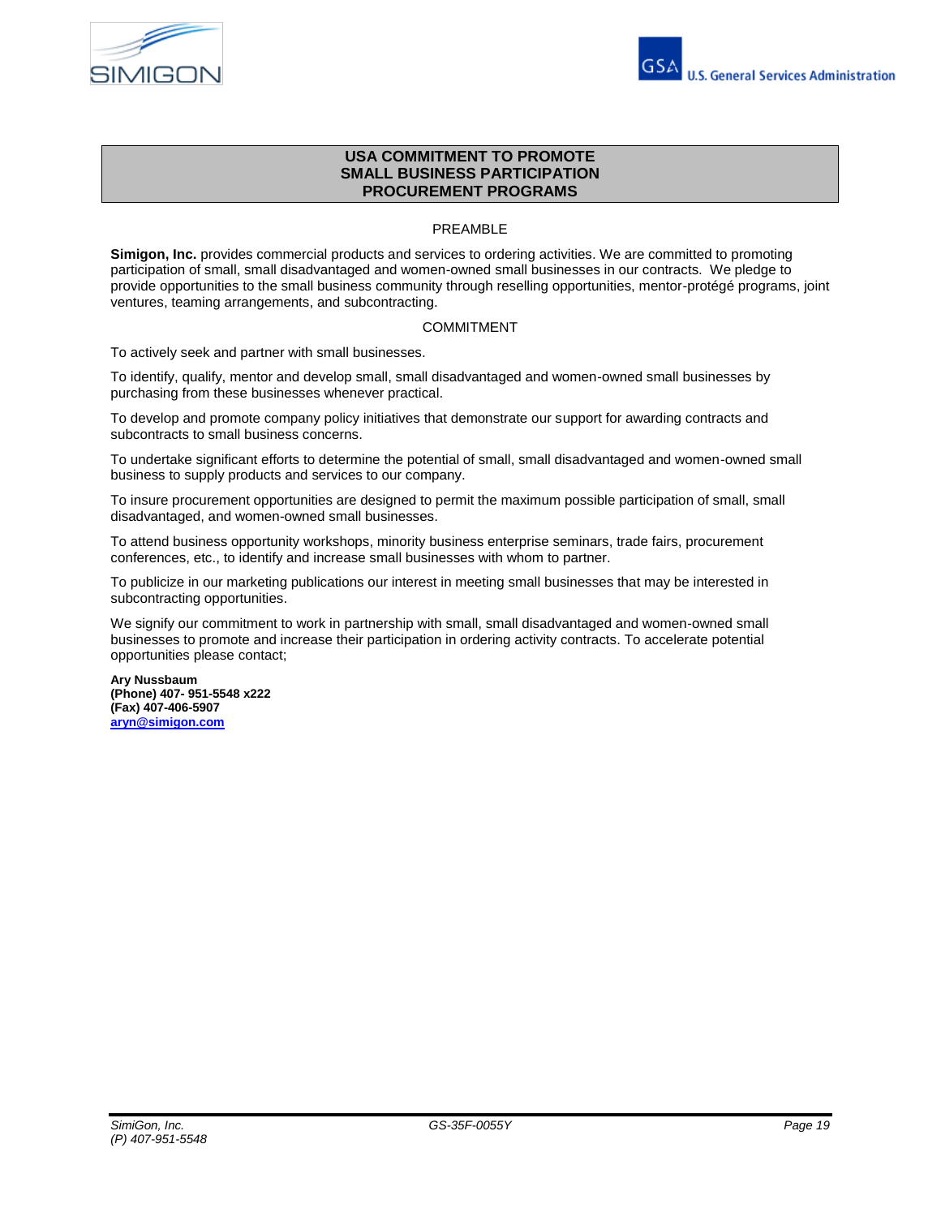# USA COMMITMENT TO PROMOTE SMALL BUSINESS PARTICIPATION PROCUREMENT PROGRAMS

## PREAMBLE

**Simigon, Inc.** provides commercial products and services to ordering activities. We are committed to promoting participation of small, small disadvantaged and women-owned small businesses in our contracts. We pledge to provide opportunities to the small business community through reselling opportunities, mentor-protégé programs, joint ventures, teaming arrangements, and subcontracting.

## COMMITMENT

To actively seek and partner with small businesses.

To identify, qualify, mentor and develop small, small disadvantaged and women-owned small businesses by purchasing from these businesses whenever practical.

To develop and promote company policy initiatives that demonstrate our support for awarding contracts and subcontracts to small business concerns.

To undertake significant efforts to determine the potential of small, small disadvantaged and women-owned small business to supply products and services to our company.

To insure procurement opportunities are designed to permit the maximum possible participation of small, small disadvantaged, and women-owned small businesses.

To attend business opportunity workshops, minority business enterprise seminars, trade fairs, procurement conferences, etc., to identify and increase small businesses with whom to partner.

To publicize in our marketing publications our interest in meeting small businesses that may be interested in subcontracting opportunities.

We signify our commitment to work in partnership with small, small disadvantaged and women-owned small businesses to promote and increase their participation in ordering activity contracts. To accelerate potential opportunities please contact;

**Ary Nussbaum**
**(Phone) 407- 951-5548 x222**
**(Fax) 407-406-5907**
**aryn@simigon.com**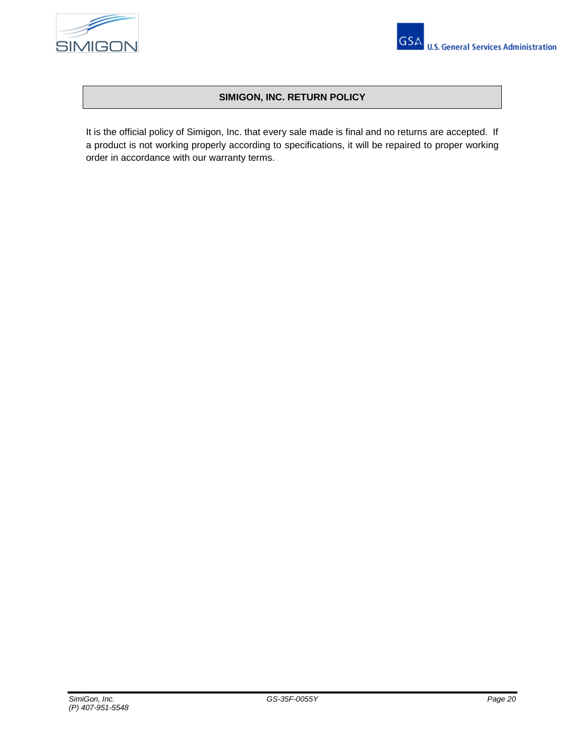## SIMIGON, INC. RETURN POLICY

It is the official policy of Simigon, Inc. that every sale made is final and no returns are accepted. If a product is not working properly according to specifications, it will be repaired to proper working order in accordance with our warranty terms.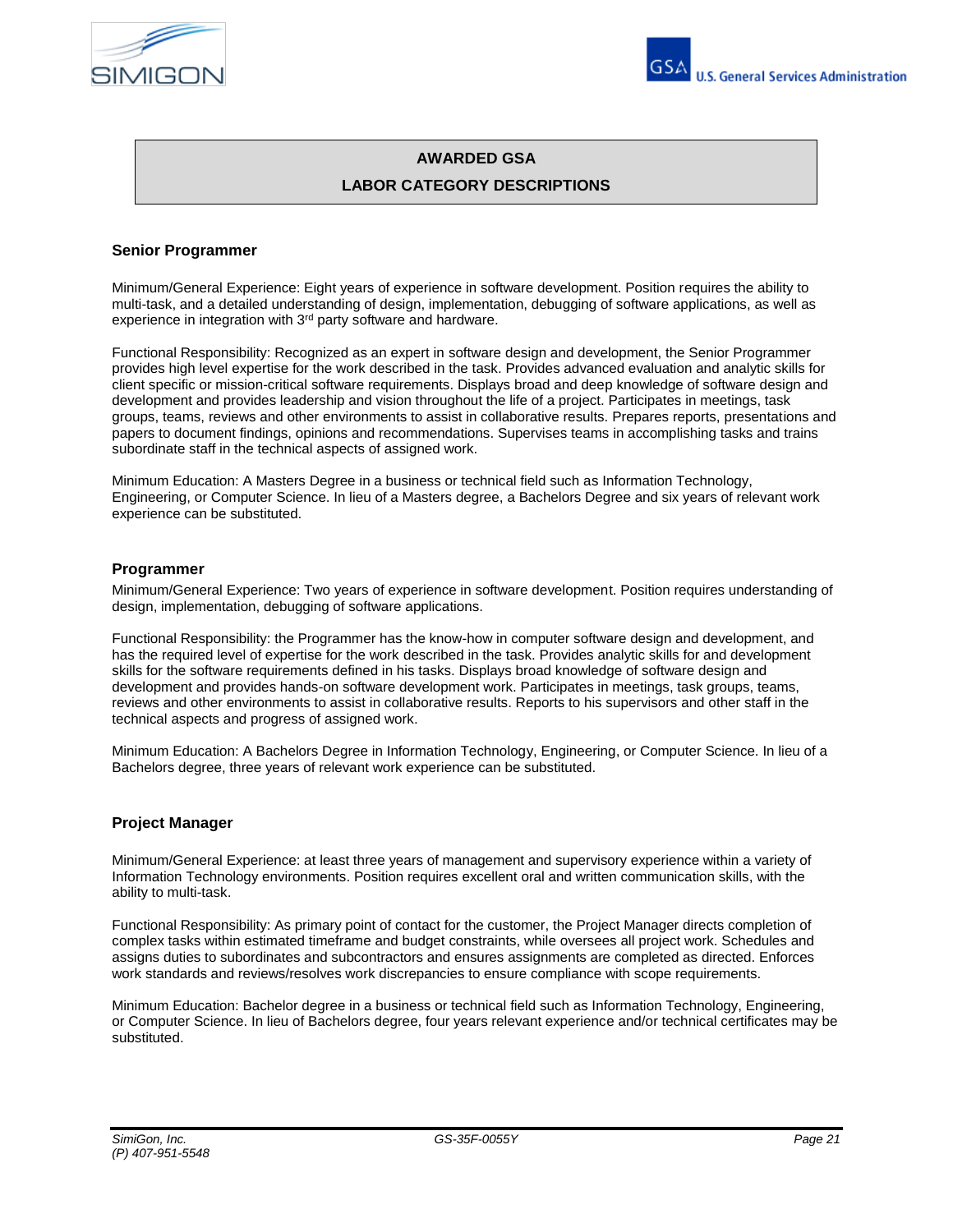# AWARDED GSA
# LABOR CATEGORY DESCRIPTIONS

### Senior Programmer

Minimum/General Experience: Eight years of experience in software development. Position requires the ability to multi-task, and a detailed understanding of design, implementation, debugging of software applications, as well as experience in integration with 3rd party software and hardware.

Functional Responsibility: Recognized as an expert in software design and development, the Senior Programmer provides high level expertise for the work described in the task. Provides advanced evaluation and analytic skills for client specific or mission-critical software requirements. Displays broad and deep knowledge of software design and development and provides leadership and vision throughout the life of a project. Participates in meetings, task groups, teams, reviews and other environments to assist in collaborative results. Prepares reports, presentations and papers to document findings, opinions and recommendations. Supervises teams in accomplishing tasks and trains subordinate staff in the technical aspects of assigned work.

Minimum Education: A Masters Degree in a business or technical field such as Information Technology, Engineering, or Computer Science. In lieu of a Masters degree, a Bachelors Degree and six years of relevant work experience can be substituted.

### Programmer

Minimum/General Experience: Two years of experience in software development. Position requires understanding of design, implementation, debugging of software applications.

Functional Responsibility: the Programmer has the know-how in computer software design and development, and has the required level of expertise for the work described in the task. Provides analytic skills for and development skills for the software requirements defined in his tasks. Displays broad knowledge of software design and development and provides hands-on software development work. Participates in meetings, task groups, teams, reviews and other environments to assist in collaborative results. Reports to his supervisors and other staff in the technical aspects and progress of assigned work.

Minimum Education: A Bachelors Degree in Information Technology, Engineering, or Computer Science. In lieu of a Bachelors degree, three years of relevant work experience can be substituted.

### Project Manager

Minimum/General Experience: at least three years of management and supervisory experience within a variety of Information Technology environments. Position requires excellent oral and written communication skills, with the ability to multi-task.

Functional Responsibility: As primary point of contact for the customer, the Project Manager directs completion of complex tasks within estimated timeframe and budget constraints, while oversees all project work. Schedules and assigns duties to subordinates and subcontractors and ensures assignments are completed as directed. Enforces work standards and reviews/resolves work discrepancies to ensure compliance with scope requirements.

Minimum Education: Bachelor degree in a business or technical field such as Information Technology, Engineering, or Computer Science. In lieu of Bachelors degree, four years relevant experience and/or technical certificates may be substituted.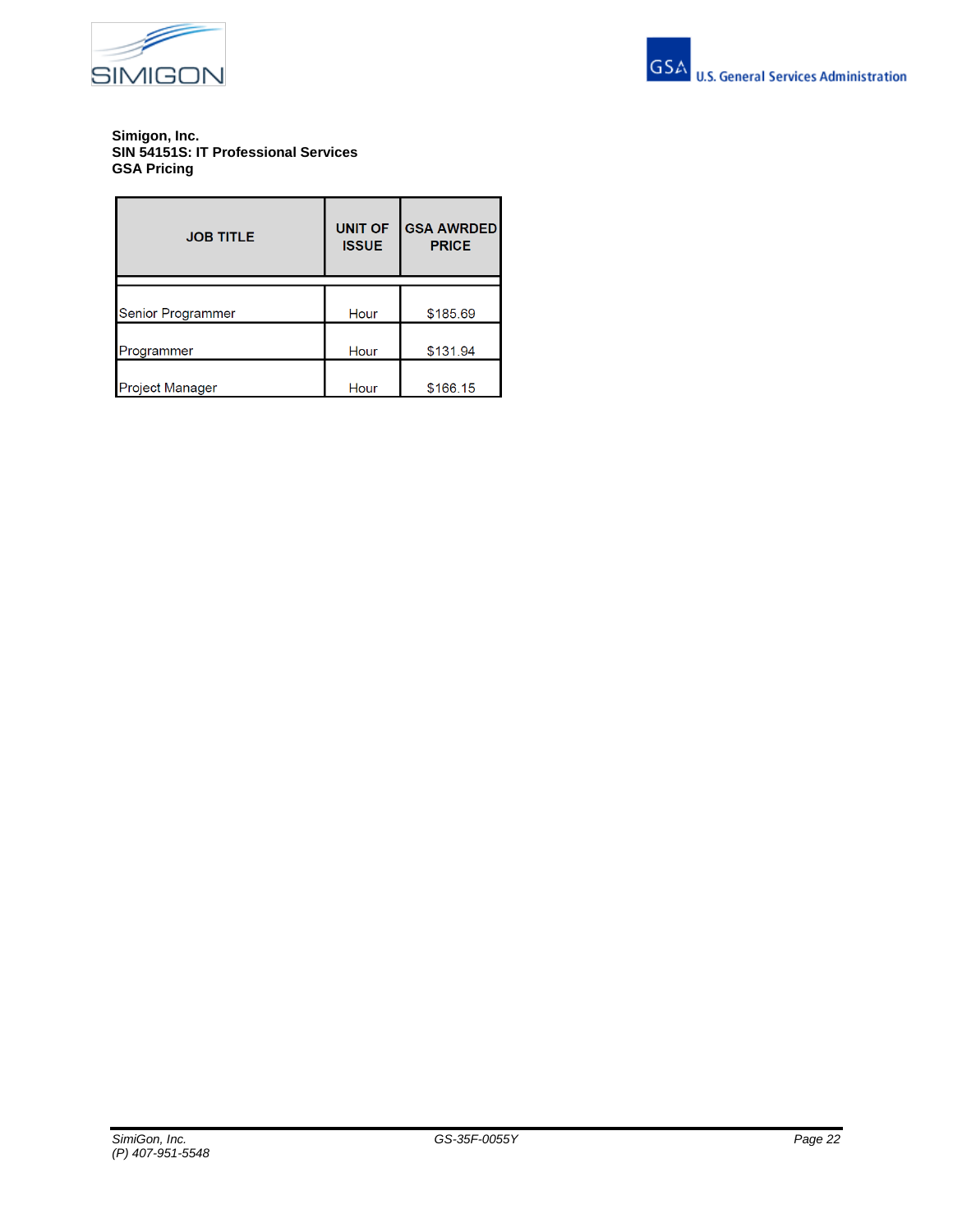**Simigon, Inc.**
**SIN 54151S: IT Professional Services**
**GSA Pricing**

| JOB TITLE | UNIT OF ISSUE | GSA AWRDED PRICE |
|---|---|---|
| Senior Programmer | Hour | $185.69 |
| Programmer | Hour | $131.94 |
| Project Manager | Hour | $166.15 |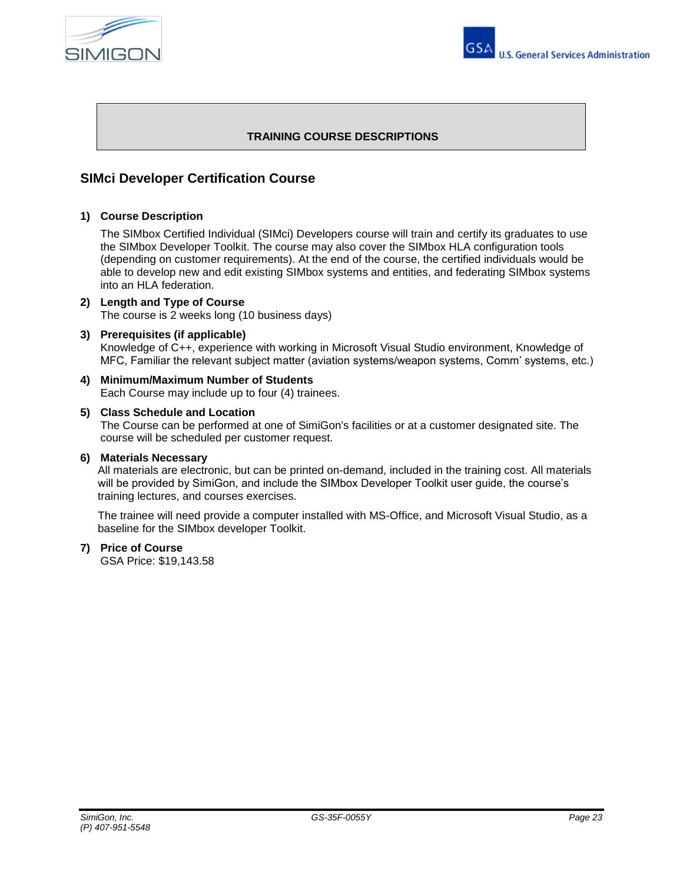**TRAINING COURSE DESCRIPTIONS**

## SIMci Developer Certification Course

1) **Course Description**

   The SIMbox Certified Individual (SIMci) Developers course will train and certify its graduates to use the SIMbox Developer Toolkit. The course may also cover the SIMbox HLA configuration tools (depending on customer requirements). At the end of the course, the certified individuals would be able to develop new and edit existing SIMbox systems and entities, and federating SIMbox systems into an HLA federation.

2) **Length and Type of Course**

   The course is 2 weeks long (10 business days)

3) **Prerequisites (if applicable)**

   Knowledge of C++, experience with working in Microsoft Visual Studio environment, Knowledge of MFC, Familiar the relevant subject matter (aviation systems/weapon systems, Comm' systems, etc.)

4) **Minimum/Maximum Number of Students**

   Each Course may include up to four (4) trainees.

5) **Class Schedule and Location**

   The Course can be performed at one of SimiGon's facilities or at a customer designated site. The course will be scheduled per customer request.

6) **Materials Necessary**

   All materials are electronic, but can be printed on-demand, included in the training cost. All materials will be provided by SimiGon, and include the SIMbox Developer Toolkit user guide, the course's training lectures, and courses exercises.

   The trainee will need provide a computer installed with MS-Office, and Microsoft Visual Studio, as a baseline for the SIMbox developer Toolkit.

7) **Price of Course**

   GSA Price: $19,143.58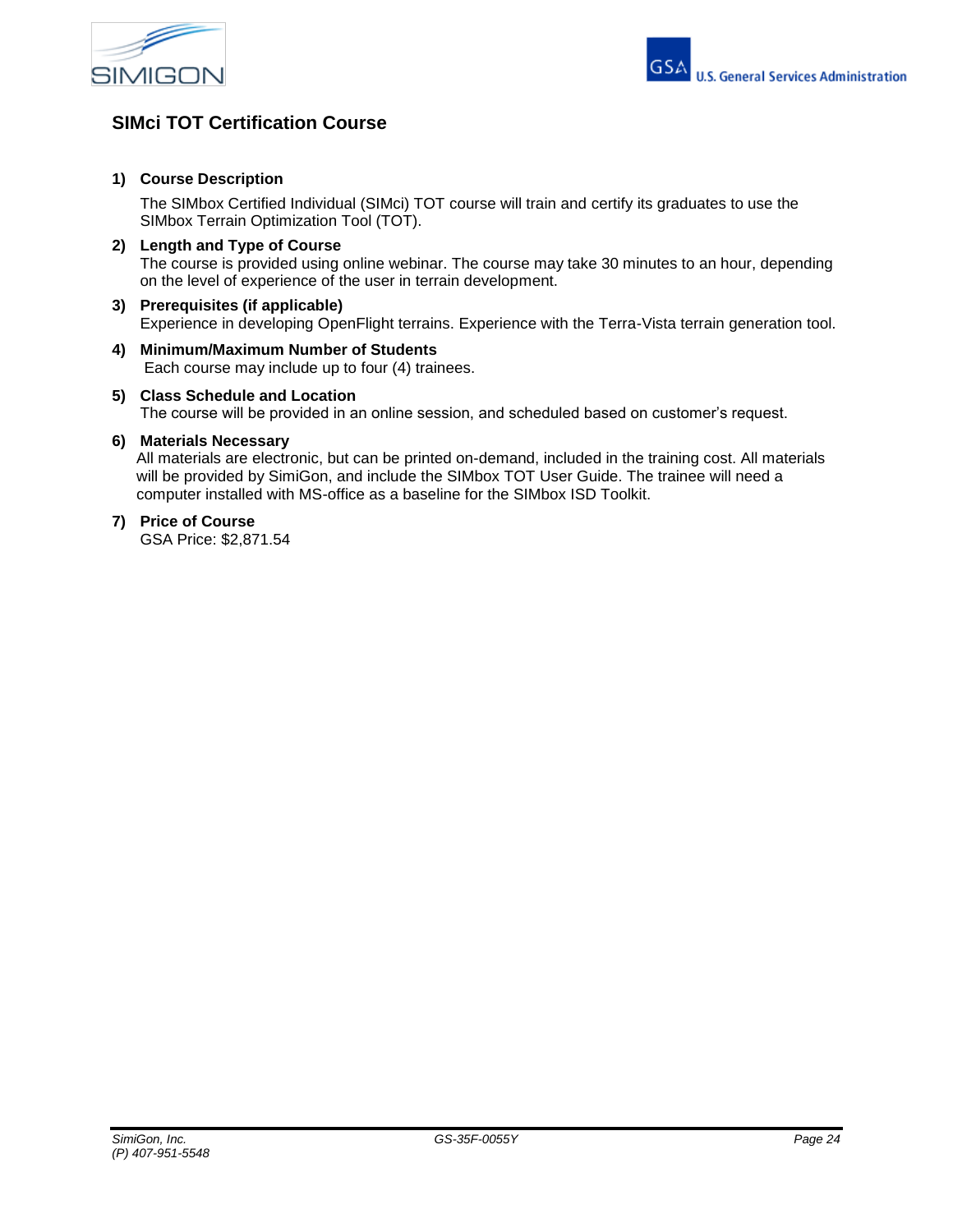## SIMci TOT Certification Course

1) **Course Description**

   The SIMbox Certified Individual (SIMci) TOT course will train and certify its graduates to use the SIMbox Terrain Optimization Tool (TOT).

2) **Length and Type of Course**

   The course is provided using online webinar. The course may take 30 minutes to an hour, depending on the level of experience of the user in terrain development.

3) **Prerequisites (if applicable)**

   Experience in developing OpenFlight terrains. Experience with the Terra-Vista terrain generation tool.

4) **Minimum/Maximum Number of Students**

   Each course may include up to four (4) trainees.

5) **Class Schedule and Location**

   The course will be provided in an online session, and scheduled based on customer's request.

6) **Materials Necessary**

   All materials are electronic, but can be printed on-demand, included in the training cost. All materials will be provided by SimiGon, and include the SIMbox TOT User Guide. The trainee will need a computer installed with MS-office as a baseline for the SIMbox ISD Toolkit.

7) **Price of Course**

   GSA Price: $2,871.54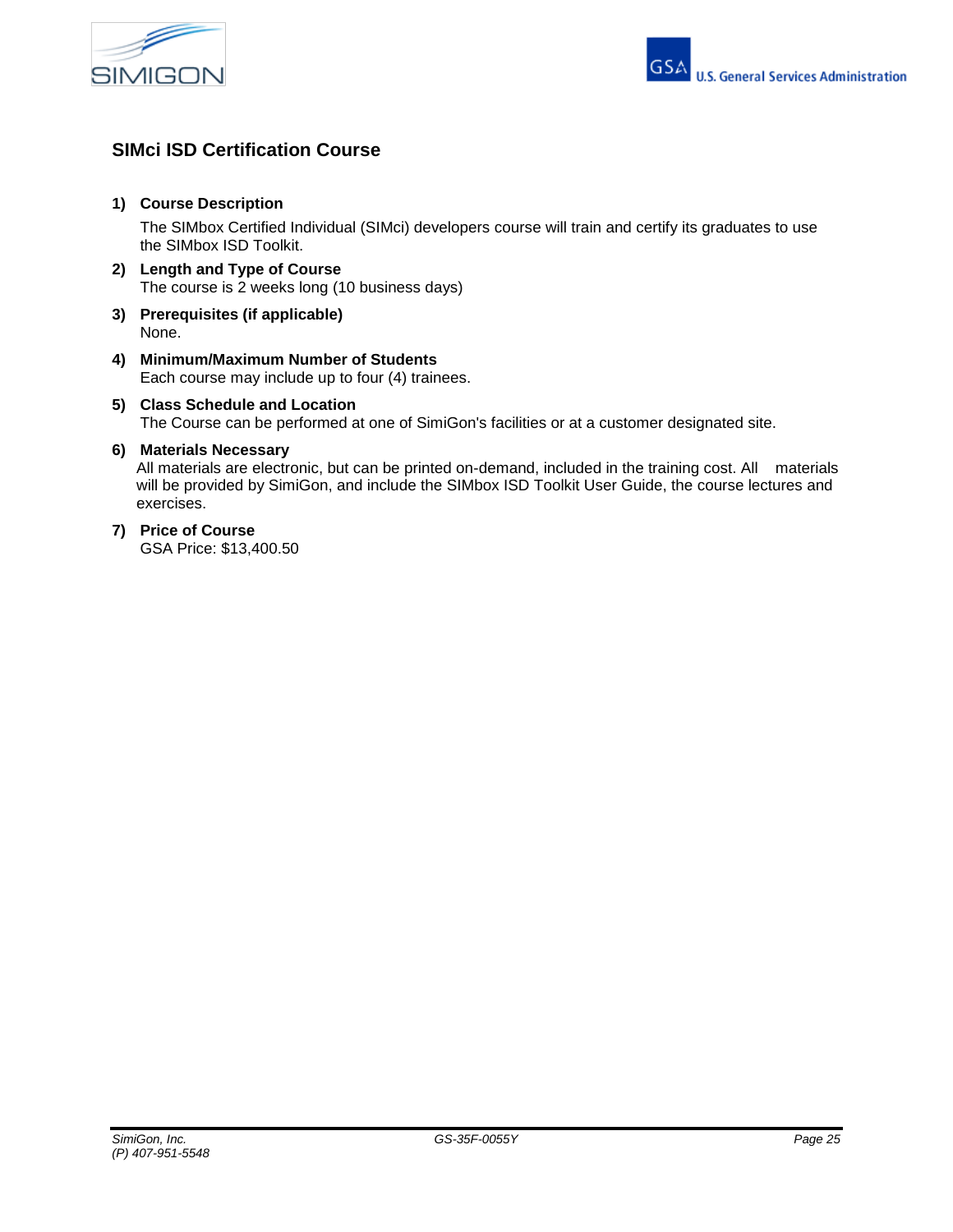## SIMci ISD Certification Course

1) **Course Description**

   The SIMbox Certified Individual (SIMci) developers course will train and certify its graduates to use the SIMbox ISD Toolkit.

2) **Length and Type of Course**

   The course is 2 weeks long (10 business days)

3) **Prerequisites (if applicable)**

   None.

4) **Minimum/Maximum Number of Students**

   Each course may include up to four (4) trainees.

5) **Class Schedule and Location**

   The Course can be performed at one of SimiGon's facilities or at a customer designated site.

6) **Materials Necessary**

   All materials are electronic, but can be printed on-demand, included in the training cost. All materials will be provided by SimiGon, and include the SIMbox ISD Toolkit User Guide, the course lectures and exercises.

7) **Price of Course**

   GSA Price: $13,400.50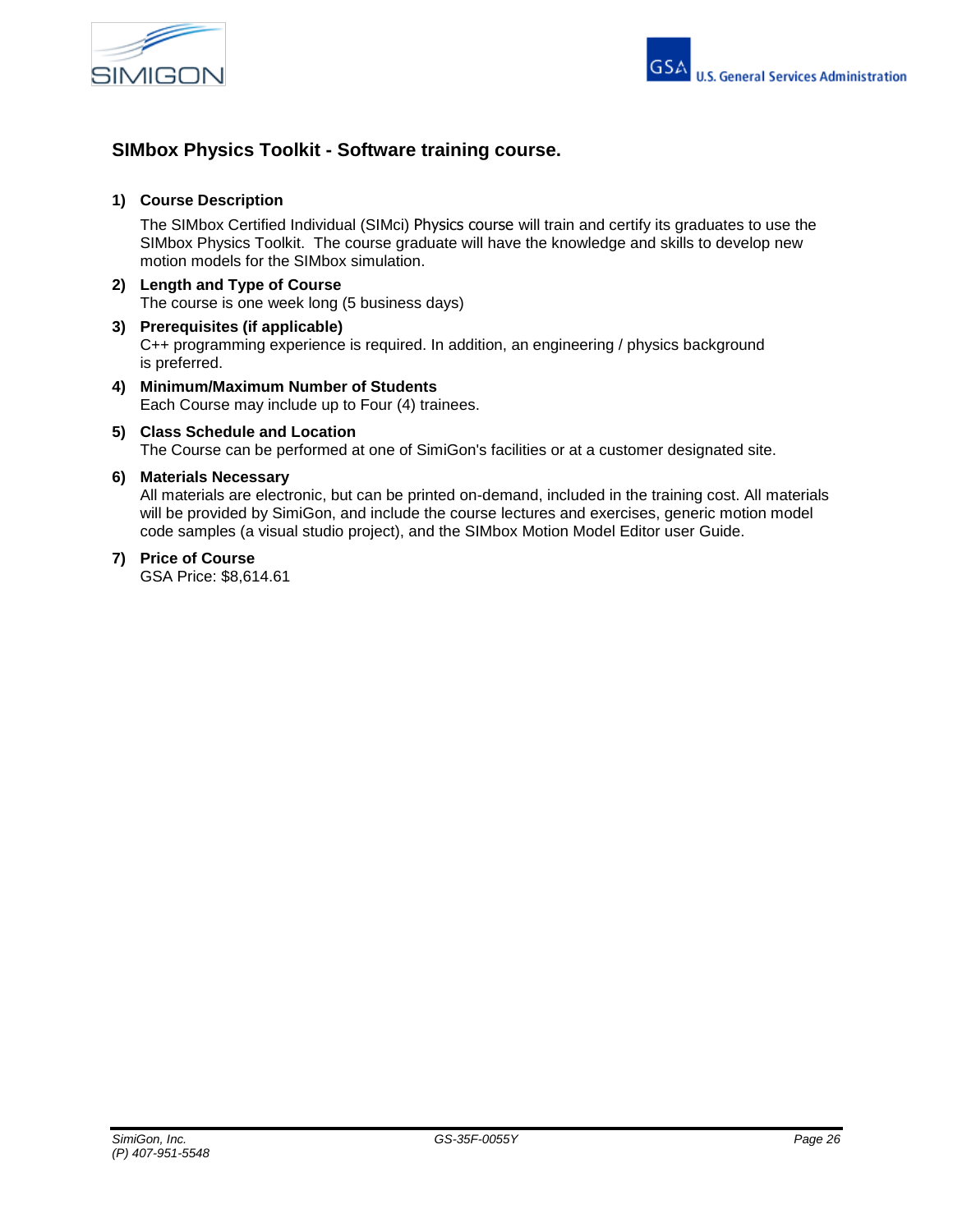## SIMbox Physics Toolkit - Software training course.

1) **Course Description**

   The SIMbox Certified Individual (SIMci) Physics course will train and certify its graduates to use the SIMbox Physics Toolkit. The course graduate will have the knowledge and skills to develop new motion models for the SIMbox simulation.

2) **Length and Type of Course**

   The course is one week long (5 business days)

3) **Prerequisites (if applicable)**

   C++ programming experience is required. In addition, an engineering / physics background is preferred.

4) **Minimum/Maximum Number of Students**

   Each Course may include up to Four (4) trainees.

5) **Class Schedule and Location**

   The Course can be performed at one of SimiGon's facilities or at a customer designated site.

6) **Materials Necessary**

   All materials are electronic, but can be printed on-demand, included in the training cost. All materials will be provided by SimiGon, and include the course lectures and exercises, generic motion model code samples (a visual studio project), and the SIMbox Motion Model Editor user Guide.

7) **Price of Course**

   GSA Price: $8,614.61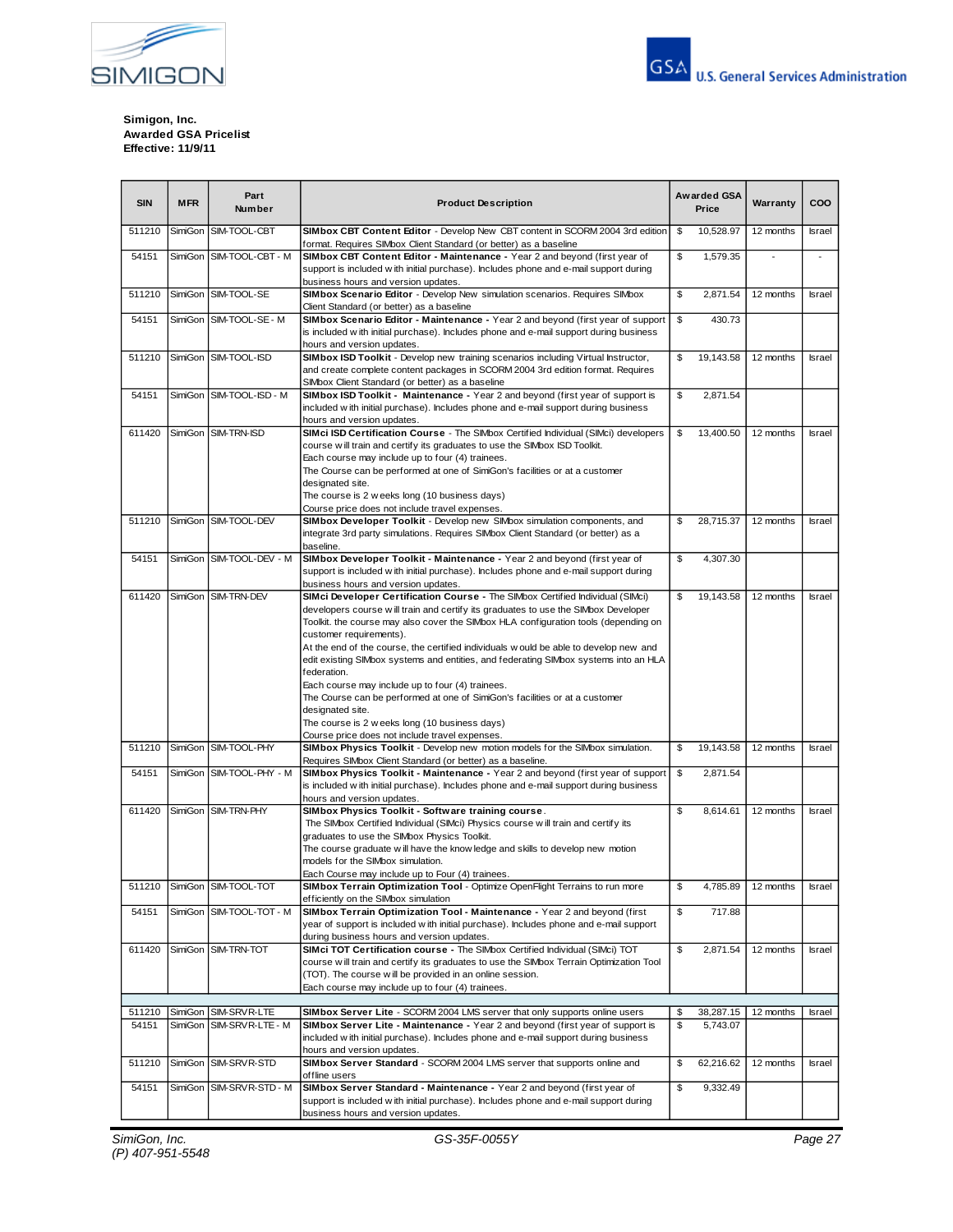**Simigon, Inc.**
**Awarded GSA Pricelist**
**Effective: 11/9/11**

| SIN | MFR | Part Number | Product Description | Awarded GSA Price | Warranty | COO |
|---|---|---|---|---|---|---|
| 511210 | SimiGon | SIM-TOOL-CBT | **SIMbox CBT Content Editor** - Develop New CBT content in SCORM 2004 3rd edition format. Requires SIMbox Client Standard (or better) as a baseline | $ 10,528.97 | 12 months | Israel |
| 54151 | SimiGon | SIM-TOOL-CBT - M | **SIMbox CBT Content Editor - Maintenance** - Year 2 and beyond (first year of support is included with initial purchase). Includes phone and e-mail support during business hours and version updates. | $ 1,579.35 | - | - |
| 511210 | SimiGon | SIM-TOOL-SE | **SIMbox Scenario Editor** - Develop New simulation scenarios. Requires SIMbox Client Standard (or better) as a baseline | $ 2,871.54 | 12 months | Israel |
| 54151 | SimiGon | SIM-TOOL-SE - M | **SIMbox Scenario Editor - Maintenance** - Year 2 and beyond (first year of support is included with initial purchase). Includes phone and e-mail support during business hours and version updates. | $ 430.73 | | |
| 511210 | SimiGon | SIM-TOOL-ISD | **SIMbox ISD Toolkit** - Develop new training scenarios including Virtual Instructor, and create complete content packages in SCORM 2004 3rd edition format. Requires SIMbox Client Standard (or better) as a baseline | $ 19,143.58 | 12 months | Israel |
| 54151 | SimiGon | SIM-TOOL-ISD - M | **SIMbox ISD Toolkit - Maintenance** - Year 2 and beyond (first year of support is included with initial purchase). Includes phone and e-mail support during business hours and version updates. | $ 2,871.54 | | |
| 611420 | SimiGon | SIM-TRN-ISD | **SIMci ISD Certification Course** - The SIMbox Certified Individual (SIMci) developers course will train and certify its graduates to use the SIMbox ISD Toolkit. Each course may include up to four (4) trainees. The Course can be performed at one of SimiGon's facilities or at a customer designated site. The course is 2 weeks long (10 business days) Course price does not include travel expenses. | $ 13,400.50 | 12 months | Israel |
| 511210 | SimiGon | SIM-TOOL-DEV | **SIMbox Developer Toolkit** - Develop new SIMbox simulation components, and integrate 3rd party simulations. Requires SIMbox Client Standard (or better) as a baseline. | $ 28,715.37 | 12 months | Israel |
| 54151 | SimiGon | SIM-TOOL-DEV - M | **SIMbox Developer Toolkit - Maintenance** - Year 2 and beyond (first year of support is included with initial purchase). Includes phone and e-mail support during business hours and version updates. | $ 4,307.30 | | |
| 611420 | SimiGon | SIM-TRN-DEV | **SIMci Developer Certification Course** - The SIMbox Certified Individual (SIMci) developers course will train and certify its graduates to use the SIMbox Developer Toolkit. the course may also cover the SIMbox HLA configuration tools (depending on customer requirements). At the end of the course, the certified individuals would be able to develop new and edit existing SIMbox systems and entities, and federating SIMbox systems into an HLA federation. Each course may include up to four (4) trainees. The Course can be performed at one of SimiGon's facilities or at a customer designated site. The course is 2 weeks long (10 business days) Course price does not include travel expenses. | $ 19,143.58 | 12 months | Israel |
| 511210 | SimiGon | SIM-TOOL-PHY | **SIMbox Physics Toolkit** - Develop new motion models for the SIMbox simulation. Requires SIMbox Client Standard (or better) as a baseline. | $ 19,143.58 | 12 months | Israel |
| 54151 | SimiGon | SIM-TOOL-PHY - M | **SIMbox Physics Toolkit - Maintenance** - Year 2 and beyond (first year of support is included with initial purchase). Includes phone and e-mail support during business hours and version updates. | $ 2,871.54 | | |
| 611420 | SimiGon | SIM-TRN-PHY | **SIMbox Physics Toolkit - Software training course**. The SIMbox Certified Individual (SIMci) Physics course will train and certify its graduates to use the SIMbox Physics Toolkit. The course graduate will have the knowledge and skills to develop new motion models for the SIMbox simulation. Each Course may include up to Four (4) trainees. | $ 8,614.61 | 12 months | Israel |
| 511210 | SimiGon | SIM-TOOL-TOT | **SIMbox Terrain Optimization Tool** - Optimize OpenFlight Terrains to run more efficiently on the SIMbox simulation | $ 4,785.89 | 12 months | Israel |
| 54151 | SimiGon | SIM-TOOL-TOT - M | **SIMbox Terrain Optimization Tool - Maintenance** - Year 2 and beyond (first year of support is included with initial purchase). Includes phone and e-mail support during business hours and version updates. | $ 717.88 | | |
| 611420 | SimiGon | SIM-TRN-TOT | **SIMci TOT Certification course** - The SIMbox Certified Individual (SIMci) TOT course will train and certify its graduates to use the SIMbox Terrain Optimization Tool (TOT). The course will be provided in an online session. Each course may include up to four (4) trainees. | $ 2,871.54 | 12 months | Israel |
| | | | | | | |
| 511210 | SimiGon | SIM-SRVR-LTE | **SIMbox Server Lite** - SCORM 2004 LMS server that only supports online users | $ 38,287.15 | 12 months | Israel |
| 54151 | SimiGon | SIM-SRVR-LTE - M | **SIMbox Server Lite - Maintenance** - Year 2 and beyond (first year of support is included with initial purchase). Includes phone and e-mail support during business hours and version updates. | $ 5,743.07 | | |
| 511210 | SimiGon | SIM-SRVR-STD | **SIMbox Server Standard** - SCORM 2004 LMS server that supports online and offline users | $ 62,216.62 | 12 months | Israel |
| 54151 | SimiGon | SIM-SRVR-STD - M | **SIMbox Server Standard - Maintenance** - Year 2 and beyond (first year of support is included with initial purchase). Includes phone and e-mail support during business hours and version updates. | $ 9,332.49 | | |

*SimiGon, Inc.*
*(P) 407-951-5548*

*GS-35F-0055Y*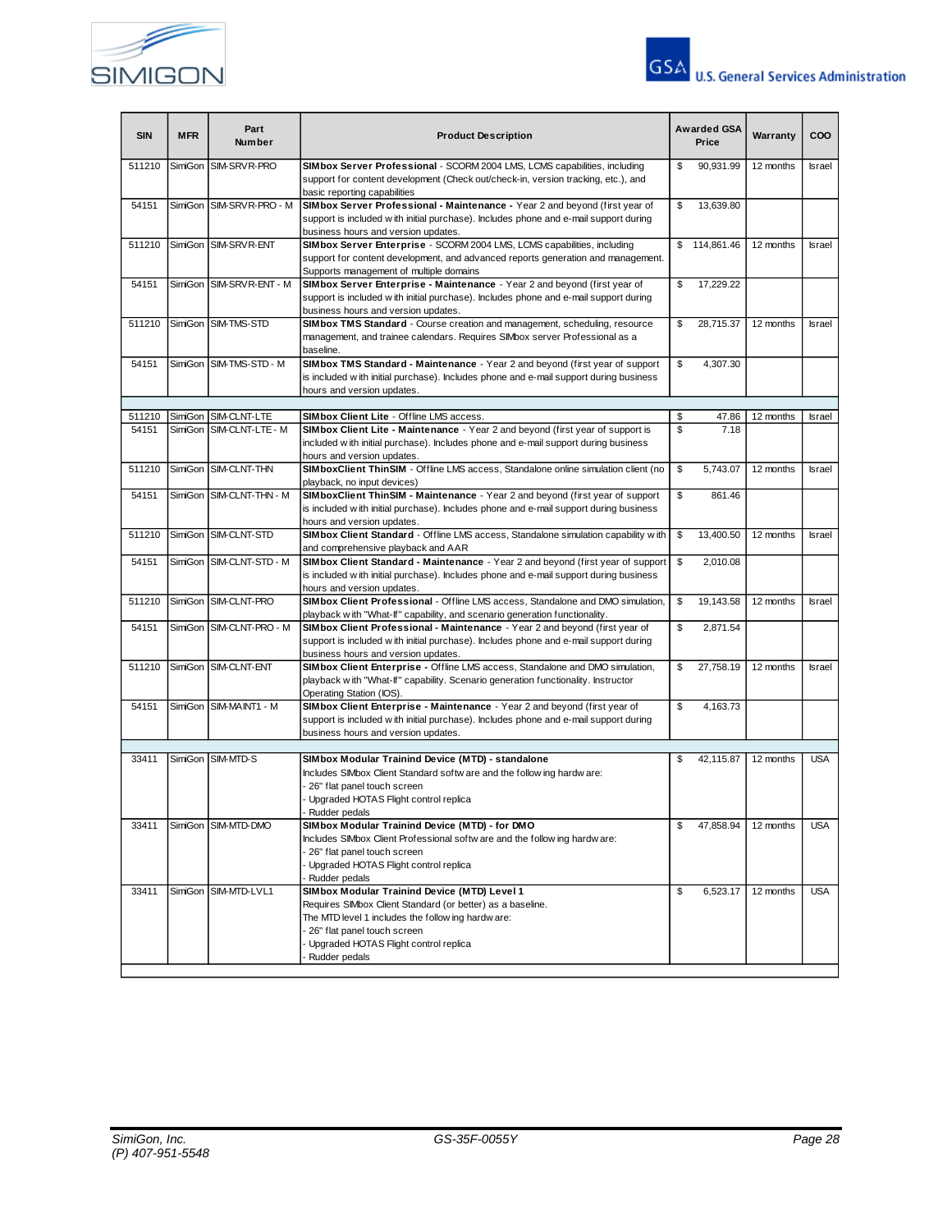| SIN | MFR | Part Number | Product Description | Awarded GSA Price | Warranty | COO |
|---|---|---|---|---|---|---|
| 511210 | SimiGon | SIM-SRVR-PRO | **SIMbox Server Professional** - SCORM 2004 LMS, LCMS capabilities, including support for content development (Check out/check-in, version tracking, etc.), and basic reporting capabilities | $ 90,931.99 | 12 months | Israel |
| 54151 | SimiGon | SIM-SRVR-PRO - M | **SIMbox Server Professional - Maintenance -** Year 2 and beyond (first year of support is included with initial purchase). Includes phone and e-mail support during business hours and version updates. | $ 13,639.80 | | |
| 511210 | SimiGon | SIM-SRVR-ENT | **SIMbox Server Enterprise** - SCORM 2004 LMS, LCMS capabilities, including support for content development, and advanced reports generation and management. Supports management of multiple domains | $ 114,861.46 | 12 months | Israel |
| 54151 | SimiGon | SIM-SRVR-ENT - M | **SIMbox Server Enterprise - Maintenance** - Year 2 and beyond (first year of support is included with initial purchase). Includes phone and e-mail support during business hours and version updates. | $ 17,229.22 | | |
| 511210 | SimiGon | SIM-TMS-STD | **SIMbox TMS Standard** - Course creation and management, scheduling, resource management, and trainee calendars. Requires SIMbox server Professional as a baseline. | $ 28,715.37 | 12 months | Israel |
| 54151 | SimiGon | SIM-TMS-STD - M | **SIMbox TMS Standard - Maintenance** - Year 2 and beyond (first year of support is included with initial purchase). Includes phone and e-mail support during business hours and version updates. | $ 4,307.30 | | |
| | | | | | | |
| 511210 | SimiGon | SIM-CLNT-LTE | **SIMbox Client Lite** - Offline LMS access. | $ 47.86 | 12 months | Israel |
| 54151 | SimiGon | SIM-CLNT-LTE - M | **SIMbox Client Lite - Maintenance** - Year 2 and beyond (first year of support is included with initial purchase). Includes phone and e-mail support during business hours and version updates. | $ 7.18 | | |
| 511210 | SimiGon | SIM-CLNT-THN | **SIMboxClient ThinSIM** - Offline LMS access, Standalone online simulation client (no playback, no input devices) | $ 5,743.07 | 12 months | Israel |
| 54151 | SimiGon | SIM-CLNT-THN - M | **SIMboxClient ThinSIM - Maintenance** - Year 2 and beyond (first year of support is included with initial purchase). Includes phone and e-mail support during business hours and version updates. | $ 861.46 | | |
| 511210 | SimiGon | SIM-CLNT-STD | **SIMbox Client Standard** - Offline LMS access, Standalone simulation capability with and comprehensive playback and AAR | $ 13,400.50 | 12 months | Israel |
| 54151 | SimiGon | SIM-CLNT-STD - M | **SIMbox Client Standard - Maintenance** - Year 2 and beyond (first year of support is included with initial purchase). Includes phone and e-mail support during business hours and version updates. | $ 2,010.08 | | |
| 511210 | SimiGon | SIM-CLNT-PRO | **SIMbox Client Professional** - Offline LMS access, Standalone and DMO simulation, playback with "What-If" capability, and scenario generation functionality. | $ 19,143.58 | 12 months | Israel |
| 54151 | SimiGon | SIM-CLNT-PRO - M | **SIMbox Client Professional - Maintenance** - Year 2 and beyond (first year of support is included with initial purchase). Includes phone and e-mail support during business hours and version updates. | $ 2,871.54 | | |
| 511210 | SimiGon | SIM-CLNT-ENT | **SIMbox Client Enterprise -** Offline LMS access, Standalone and DMO simulation, playback with "What-If" capability. Scenario generation functionality. Instructor Operating Station (IOS). | $ 27,758.19 | 12 months | Israel |
| 54151 | SimiGon | SIM-MAINT1 - M | **SIMbox Client Enterprise - Maintenance** - Year 2 and beyond (first year of support is included with initial purchase). Includes phone and e-mail support during business hours and version updates. | $ 4,163.73 | | |
| | | | | | | |
| 33411 | SimiGon | SIM-MTD-S | **SIMbox Modular Trainind Device (MTD) - standalone** Includes SIMbox Client Standard software and the following hardware: - 26" flat panel touch screen - Upgraded HOTAS Flight control replica - Rudder pedals | $ 42,115.87 | 12 months | USA |
| 33411 | SimiGon | SIM-MTD-DMO | **SIMbox Modular Trainind Device (MTD) - for DMO** Includes SIMbox Client Professional software and the following hardware: - 26" flat panel touch screen - Upgraded HOTAS Flight control replica - Rudder pedals | $ 47,858.94 | 12 months | USA |
| 33411 | SimiGon | SIM-MTD-LVL1 | **SIMbox Modular Trainind Device (MTD) Level 1** Requires SIMbox Client Standard (or better) as a baseline. The MTD level 1 includes the following hardware: - 26" flat panel touch screen - Upgraded HOTAS Flight control replica - Rudder pedals | $ 6,523.17 | 12 months | USA |

*SimiGon, Inc.*
*(P) 407-951-5548*

*GS-35F-0055Y*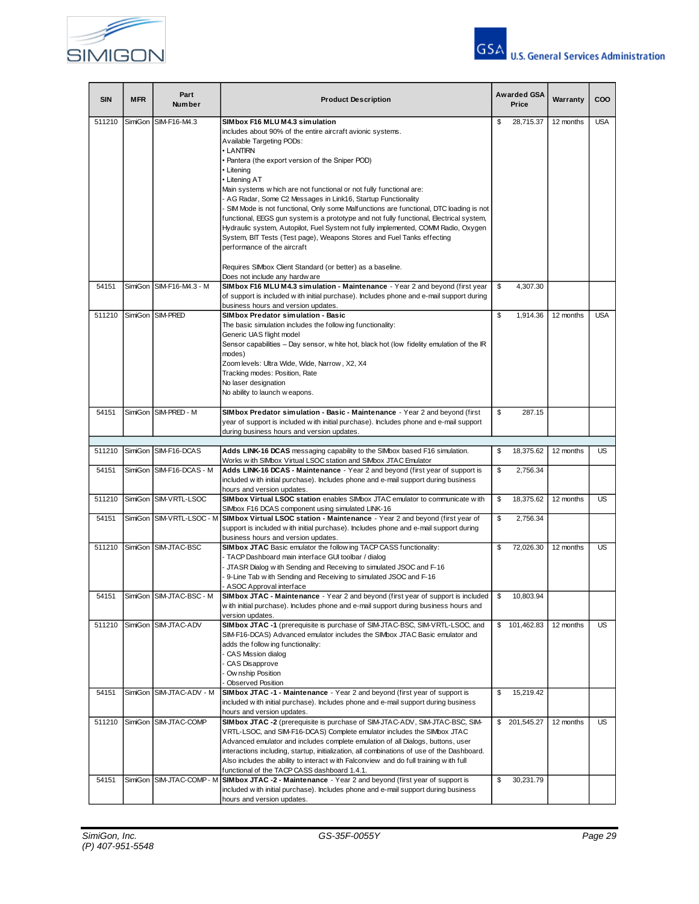| SIN | MFR | Part Number | Product Description | Awarded GSA Price | Warranty | COO |
|---|---|---|---|---|---|---|
| 511210 | SimiGon | SIM-F16-M4.3 | **SIMbox F16 MLU M4.3 simulation**<br>includes about 90% of the entire aircraft avionic systems.<br>Available Targeting PODs:<br>• LANTIRN<br>• Pantera (the export version of the Sniper POD)<br>• Litening<br>• Litening AT<br>Main systems which are not functional or not fully functional are:<br>- AG Radar, Some C2 Messages in Link16, Startup Functionality<br>- SIM Mode is not functional, Only some Malfunctions are functional, DTC loading is not functional, EEGS gun system is a prototype and not fully functional, Electrical system, Hydraulic system, Autopilot, Fuel System not fully implemented, COMM Radio, Oxygen System, BIT Tests (Test page), Weapons Stores and Fuel Tanks effecting performance of the aircraft<br><br>Requires SIMbox Client Standard (or better) as a baseline.<br>Does not include any hardware | $ 28,715.37 | 12 months | USA |
| 54151 | SimiGon | SIM-F16-M4.3 - M | **SIMbox F16 MLU M4.3 simulation - Maintenance** - Year 2 and beyond (first year of support is included with initial purchase). Includes phone and e-mail support during business hours and version updates. | $ 4,307.30 | | |
| 511210 | SimiGon | SIM-PRED | **SIMbox Predator simulation - Basic**<br>The basic simulation includes the following functionality:<br>Generic UAS flight model<br>Sensor capabilities – Day sensor, white hot, black hot (low fidelity emulation of the IR modes)<br>Zoom levels: Ultra Wide, Wide, Narrow, X2, X4<br>Tracking modes: Position, Rate<br>No laser designation<br>No ability to launch weapons. | $ 1,914.36 | 12 months | USA |
| 54151 | SimiGon | SIM-PRED - M | **SIMbox Predator simulation - Basic - Maintenance** - Year 2 and beyond (first year of support is included with initial purchase). Includes phone and e-mail support during business hours and version updates. | $ 287.15 | | |
| | | | | | | |
| 511210 | SimiGon | SIM-F16-DCAS | **Adds LINK-16 DCAS** messaging capability to the SIMbox based F16 simulation. Works with SIMbox Virtual LSOC station and SIMbox JTAC Emulator | $ 18,375.62 | 12 months | US |
| 54151 | SimiGon | SIM-F16-DCAS - M | **Adds LINK-16 DCAS - Maintenance** - Year 2 and beyond (first year of support is included with initial purchase). Includes phone and e-mail support during business hours and version updates. | $ 2,756.34 | | |
| 511210 | SimiGon | SIM-VRTL-LSOC | **SIMbox Virtual LSOC station** enables SIMbox JTAC emulator to communicate with SIMbox F16 DCAS component using simulated LINK-16 | $ 18,375.62 | 12 months | US |
| 54151 | SimiGon | SIM-VRTL-LSOC - M | **SIMbox Virtual LSOC station - Maintenance** - Year 2 and beyond (first year of support is included with initial purchase). Includes phone and e-mail support during business hours and version updates. | $ 2,756.34 | | |
| 511210 | SimiGon | SIM-JTAC-BSC | **SIMbox JTAC** Basic emulator the following TACP CASS functionality:<br>- TACP Dashboard main interface GUI toolbar / dialog<br>- JTASR Dialog with Sending and Receiving to simulated JSOC and F-16<br>- 9-Line Tab with Sending and Receiving to simulated JSOC and F-16<br>- ASOC Approval interface | $ 72,026.30 | 12 months | US |
| 54151 | SimiGon | SIM-JTAC-BSC - M | **SIMbox JTAC - Maintenance** - Year 2 and beyond (first year of support is included with initial purchase). Includes phone and e-mail support during business hours and version updates. | $ 10,803.94 | | |
| 511210 | SimiGon | SIM-JTAC-ADV | **SIMbox JTAC -1** (prerequisite is purchase of SIM-JTAC-BSC, SIM-VRTL-LSOC, and SIM-F16-DCAS) Advanced emulator includes the SIMbox JTAC Basic emulator and adds the following functionality:<br>- CAS Mission dialog<br>- CAS Disapprove<br>- Ownship Position<br>- Observed Position | $ 101,462.83 | 12 months | US |
| 54151 | SimiGon | SIM-JTAC-ADV - M | **SIMbox JTAC -1 - Maintenance** - Year 2 and beyond (first year of support is included with initial purchase). Includes phone and e-mail support during business hours and version updates. | $ 15,219.42 | | |
| 511210 | SimiGon | SIM-JTAC-COMP | **SIMbox JTAC -2** (prerequisite is purchase of SIM-JTAC-ADV, SIM-JTAC-BSC, SIM-VRTL-LSOC, and SIM-F16-DCAS) Complete emulator includes the SIMbox JTAC Advanced emulator and includes complete emulation of all Dialogs, buttons, user interactions including, startup, initialization, all combinations of use of the Dashboard. Also includes the ability to interact with Falconview and do full training with full functional of the TACP CASS dashboard 1.4.1. | $ 201,545.27 | 12 months | US |
| 54151 | SimiGon | SIM-JTAC-COMP - M | **SIMbox JTAC -2 - Maintenance** - Year 2 and beyond (first year of support is included with initial purchase). Includes phone and e-mail support during business hours and version updates. | $ 30,231.79 | | |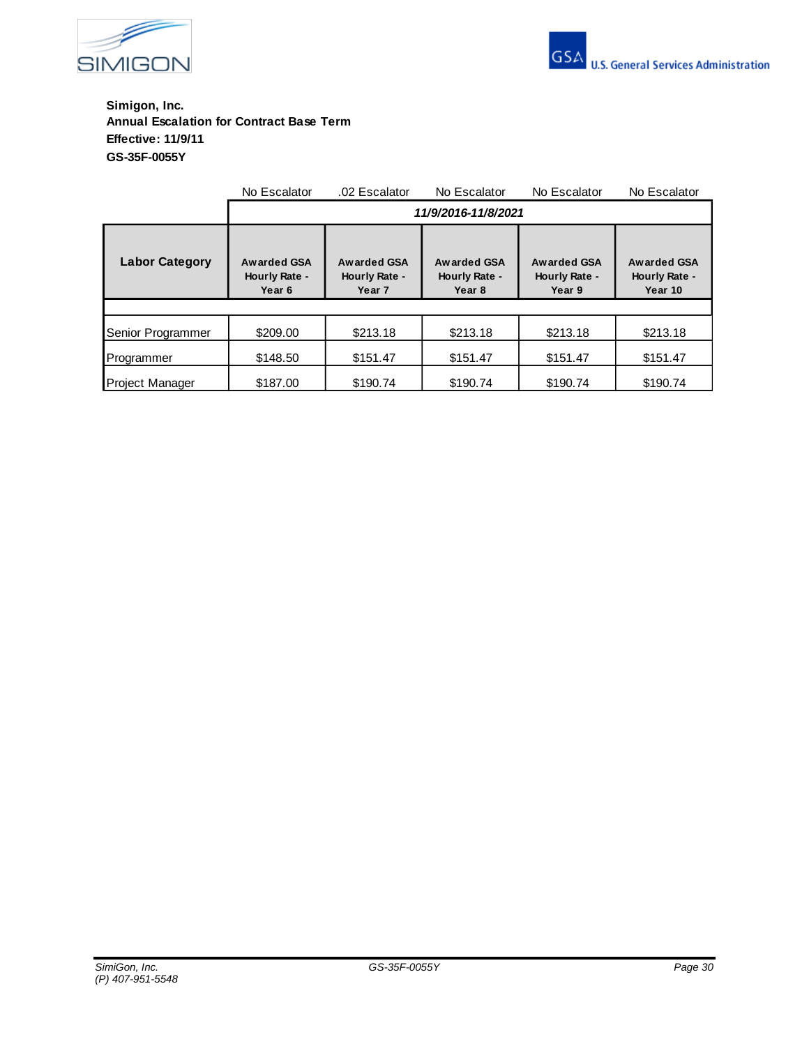**Simigon, Inc.**
**Annual Escalation for Contract Base Term**
**Effective: 11/9/11**
**GS-35F-0055Y**

| | No Escalator | .02 Escalator | No Escalator | No Escalator | No Escalator |
|---|---|---|---|---|---|
| | *11/9/2016-11/8/2021* | | | | |
| **Labor Category** | **Awarded GSA Hourly Rate - Year 6** | **Awarded GSA Hourly Rate - Year 7** | **Awarded GSA Hourly Rate - Year 8** | **Awarded GSA Hourly Rate - Year 9** | **Awarded GSA Hourly Rate - Year 10** |
| | | | | | |
| Senior Programmer | $209.00 | $213.18 | $213.18 | $213.18 | $213.18 |
| Programmer | $148.50 | $151.47 | $151.47 | $151.47 | $151.47 |
| Project Manager | $187.00 | $190.74 | $190.74 | $190.74 | $190.74 |